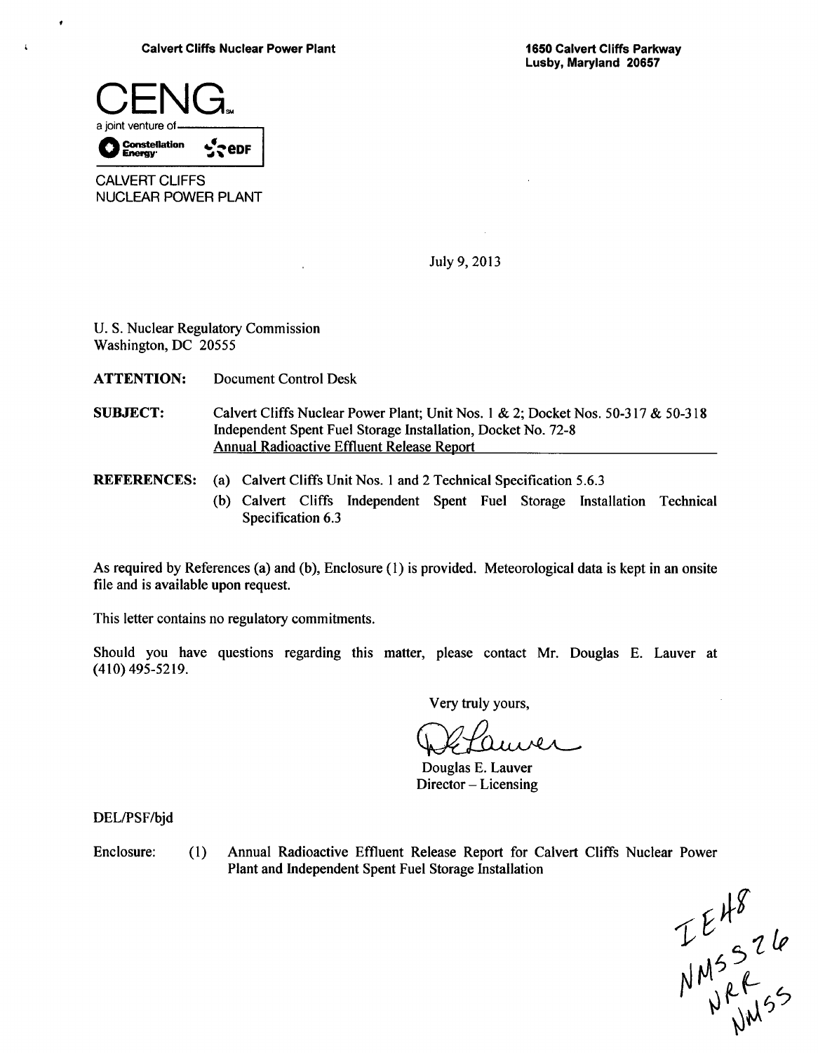Calvert Cliffs Nuclear Power Plant

1650 Calvert Cliffs Parkway
Lusby, Maryland 20657

CENG
a joint venture of
Constellation Energy · eDF

CALVERT CLIFFS
NUCLEAR POWER PLANT

July 9, 2013

U. S. Nuclear Regulatory Commission
Washington, DC 20555

**ATTENTION:** Document Control Desk

**SUBJECT:** Calvert Cliffs Nuclear Power Plant; Unit Nos. 1 & 2; Docket Nos. 50-317 & 50-318
Independent Spent Fuel Storage Installation, Docket No. 72-8
Annual Radioactive Effluent Release Report

**REFERENCES:**
(a) Calvert Cliffs Unit Nos. 1 and 2 Technical Specification 5.6.3
(b) Calvert Cliffs Independent Spent Fuel Storage Installation Technical Specification 6.3

As required by References (a) and (b), Enclosure (1) is provided. Meteorological data is kept in an onsite file and is available upon request.

This letter contains no regulatory commitments.

Should you have questions regarding this matter, please contact Mr. Douglas E. Lauver at (410) 495-5219.

Very truly yours,

Douglas E. Lauver
Director – Licensing

DEL/PSF/bjd

Enclosure: (1) Annual Radioactive Effluent Release Report for Calvert Cliffs Nuclear Power Plant and Independent Spent Fuel Storage Installation

IE48
NMSS26
NRR
NMSS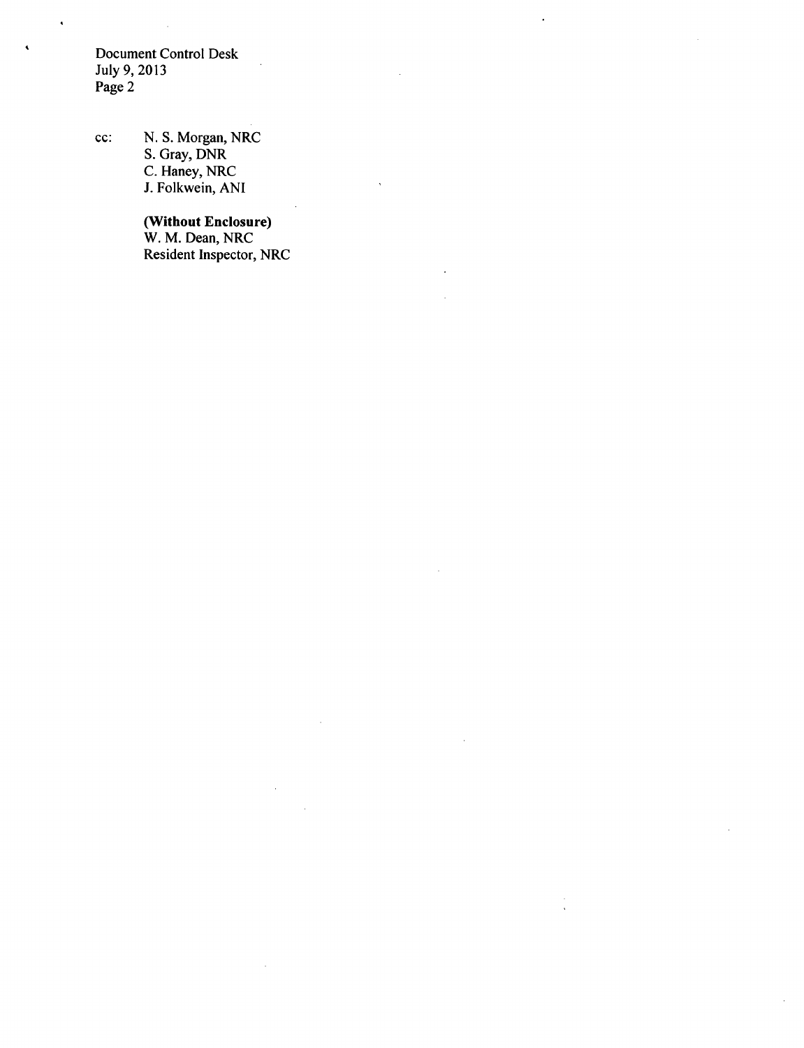cc: N. S. Morgan, NRC
S. Gray, DNR
C. Haney, NRC
J. Folkwein, ANI

**(Without Enclosure)**
W. M. Dean, NRC
Resident Inspector, NRC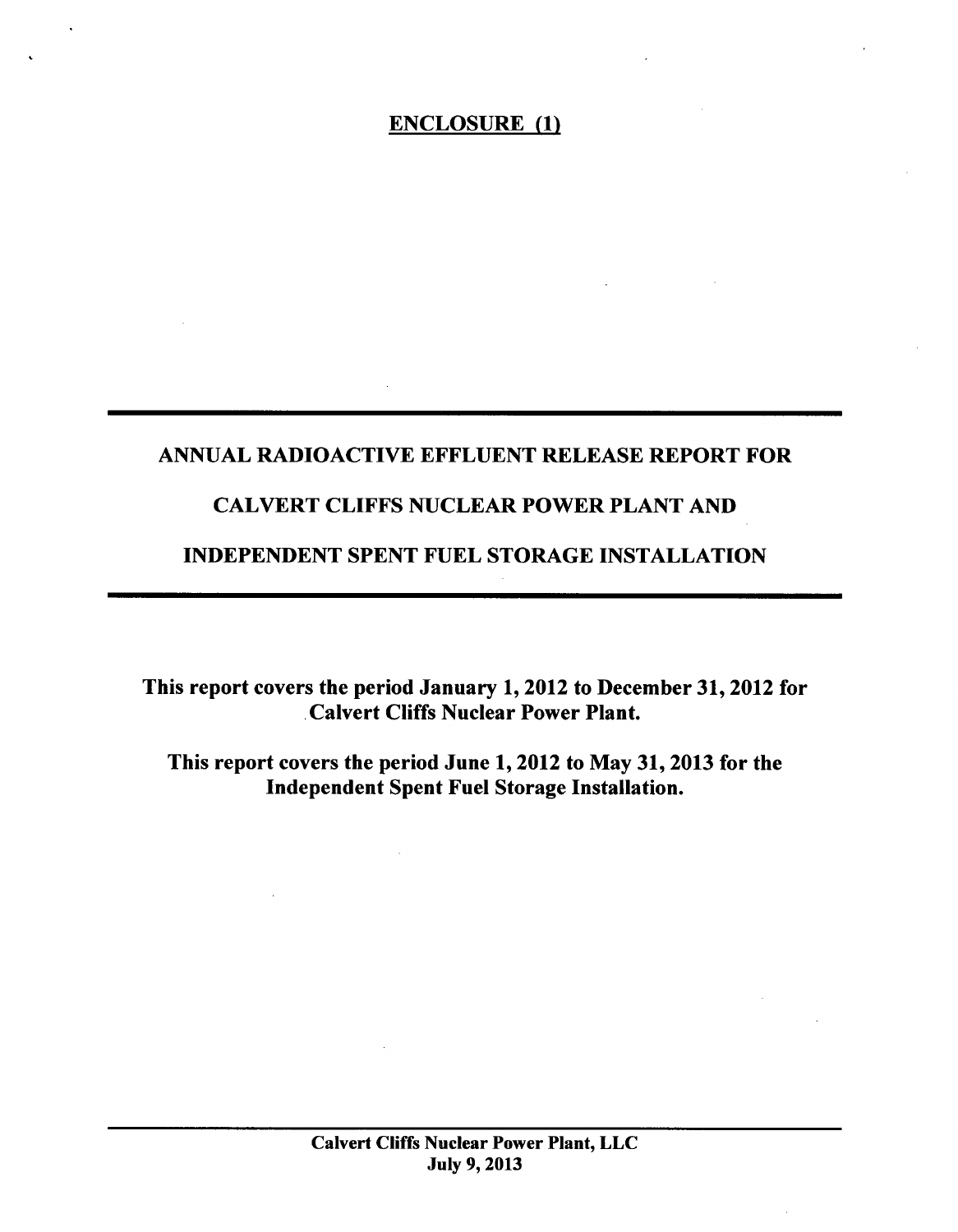**ENCLOSURE (1)**

# ANNUAL RADIOACTIVE EFFLUENT RELEASE REPORT FOR CALVERT CLIFFS NUCLEAR POWER PLANT AND INDEPENDENT SPENT FUEL STORAGE INSTALLATION

**This report covers the period January 1, 2012 to December 31, 2012 for Calvert Cliffs Nuclear Power Plant.**

**This report covers the period June 1, 2012 to May 31, 2013 for the Independent Spent Fuel Storage Installation.**

**Calvert Cliffs Nuclear Power Plant, LLC**
**July 9, 2013**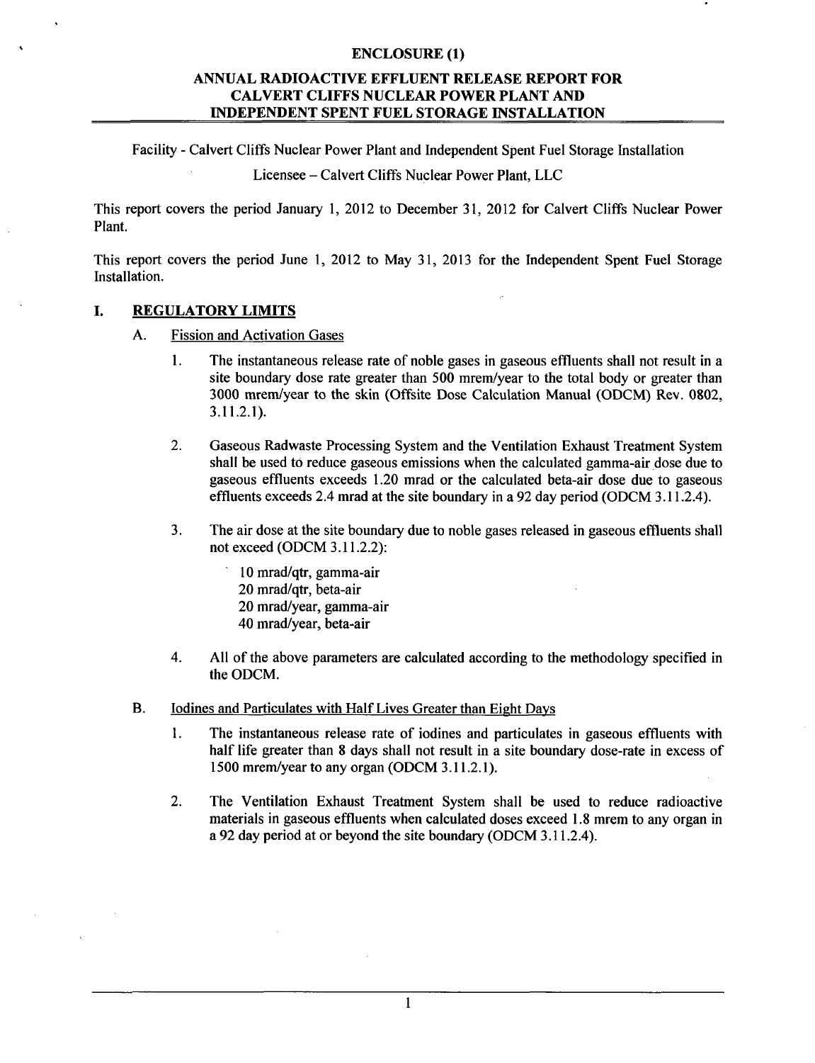**ENCLOSURE (1)**

# ANNUAL RADIOACTIVE EFFLUENT RELEASE REPORT FOR CALVERT CLIFFS NUCLEAR POWER PLANT AND INDEPENDENT SPENT FUEL STORAGE INSTALLATION

Facility - Calvert Cliffs Nuclear Power Plant and Independent Spent Fuel Storage Installation

Licensee – Calvert Cliffs Nuclear Power Plant, LLC

This report covers the period January 1, 2012 to December 31, 2012 for Calvert Cliffs Nuclear Power Plant.

This report covers the period June 1, 2012 to May 31, 2013 for the Independent Spent Fuel Storage Installation.

## I. REGULATORY LIMITS

### A. Fission and Activation Gases

1. The instantaneous release rate of noble gases in gaseous effluents shall not result in a site boundary dose rate greater than 500 mrem/year to the total body or greater than 3000 mrem/year to the skin (Offsite Dose Calculation Manual (ODCM) Rev. 0802, 3.11.2.1).

2. Gaseous Radwaste Processing System and the Ventilation Exhaust Treatment System shall be used to reduce gaseous emissions when the calculated gamma-air dose due to gaseous effluents exceeds 1.20 mrad or the calculated beta-air dose due to gaseous effluents exceeds 2.4 mrad at the site boundary in a 92 day period (ODCM 3.11.2.4).

3. The air dose at the site boundary due to noble gases released in gaseous effluents shall not exceed (ODCM 3.11.2.2):

   10 mrad/qtr, gamma-air
   20 mrad/qtr, beta-air
   20 mrad/year, gamma-air
   40 mrad/year, beta-air

4. All of the above parameters are calculated according to the methodology specified in the ODCM.

### B. Iodines and Particulates with Half Lives Greater than Eight Days

1. The instantaneous release rate of iodines and particulates in gaseous effluents with half life greater than 8 days shall not result in a site boundary dose-rate in excess of 1500 mrem/year to any organ (ODCM 3.11.2.1).

2. The Ventilation Exhaust Treatment System shall be used to reduce radioactive materials in gaseous effluents when calculated doses exceed 1.8 mrem to any organ in a 92 day period at or beyond the site boundary (ODCM 3.11.2.4).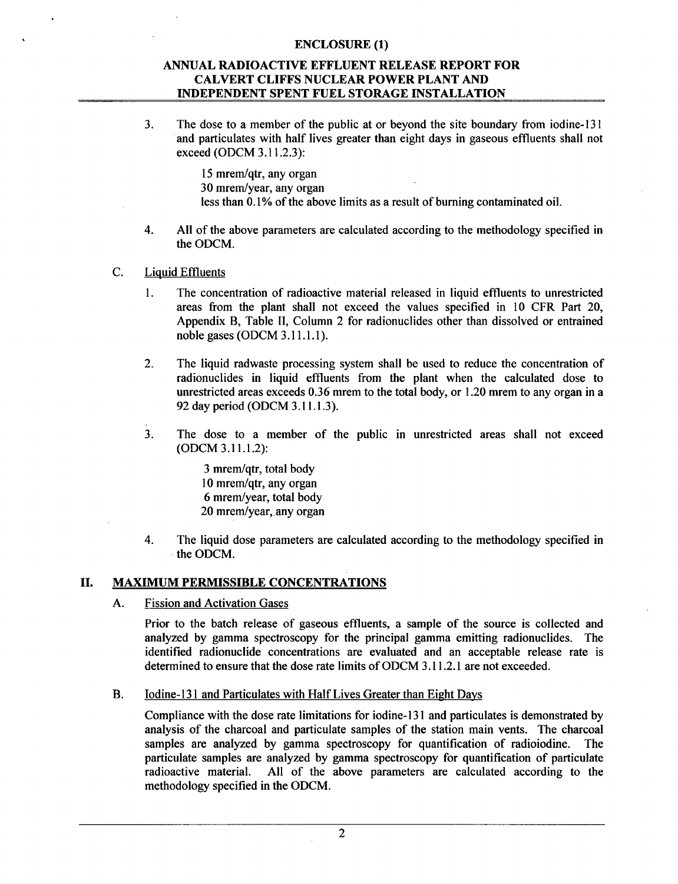3. The dose to a member of the public at or beyond the site boundary from iodine-131 and particulates with half lives greater than eight days in gaseous effluents shall not exceed (ODCM 3.11.2.3):

   15 mrem/qtr, any organ
   30 mrem/year, any organ
   less than 0.1% of the above limits as a result of burning contaminated oil.

4. All of the above parameters are calculated according to the methodology specified in the ODCM.

C. Liquid Effluents

1. The concentration of radioactive material released in liquid effluents to unrestricted areas from the plant shall not exceed the values specified in 10 CFR Part 20, Appendix B, Table II, Column 2 for radionuclides other than dissolved or entrained noble gases (ODCM 3.11.1.1).

2. The liquid radwaste processing system shall be used to reduce the concentration of radionuclides in liquid effluents from the plant when the calculated dose to unrestricted areas exceeds 0.36 mrem to the total body, or 1.20 mrem to any organ in a 92 day period (ODCM 3.11.1.3).

3. The dose to a member of the public in unrestricted areas shall not exceed (ODCM 3.11.1.2):

   3 mrem/qtr, total body
   10 mrem/qtr, any organ
   6 mrem/year, total body
   20 mrem/year, any organ

4. The liquid dose parameters are calculated according to the methodology specified in the ODCM.

## II. MAXIMUM PERMISSIBLE CONCENTRATIONS

A. Fission and Activation Gases

Prior to the batch release of gaseous effluents, a sample of the source is collected and analyzed by gamma spectroscopy for the principal gamma emitting radionuclides. The identified radionuclide concentrations are evaluated and an acceptable release rate is determined to ensure that the dose rate limits of ODCM 3.11.2.1 are not exceeded.

B. Iodine-131 and Particulates with Half Lives Greater than Eight Days

Compliance with the dose rate limitations for iodine-131 and particulates is demonstrated by analysis of the charcoal and particulate samples of the station main vents. The charcoal samples are analyzed by gamma spectroscopy for quantification of radioiodine. The particulate samples are analyzed by gamma spectroscopy for quantification of particulate radioactive material. All of the above parameters are calculated according to the methodology specified in the ODCM.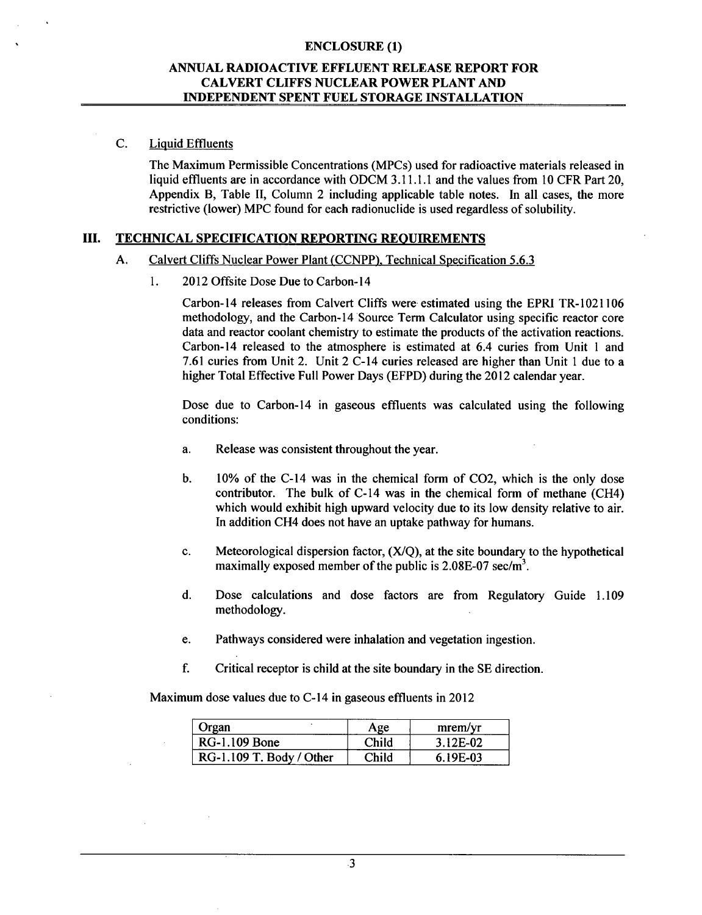C. Liquid Effluents

The Maximum Permissible Concentrations (MPCs) used for radioactive materials released in liquid effluents are in accordance with ODCM 3.11.1.1 and the values from 10 CFR Part 20, Appendix B, Table II, Column 2 including applicable table notes. In all cases, the more restrictive (lower) MPC found for each radionuclide is used regardless of solubility.

## III. TECHNICAL SPECIFICATION REPORTING REQUIREMENTS

### A. Calvert Cliffs Nuclear Power Plant (CCNPP), Technical Specification 5.6.3

1. 2012 Offsite Dose Due to Carbon-14

Carbon-14 releases from Calvert Cliffs were estimated using the EPRI TR-1021106 methodology, and the Carbon-14 Source Term Calculator using specific reactor core data and reactor coolant chemistry to estimate the products of the activation reactions. Carbon-14 released to the atmosphere is estimated at 6.4 curies from Unit 1 and 7.61 curies from Unit 2. Unit 2 C-14 curies released are higher than Unit 1 due to a higher Total Effective Full Power Days (EFPD) during the 2012 calendar year.

Dose due to Carbon-14 in gaseous effluents was calculated using the following conditions:

a. Release was consistent throughout the year.

b. 10% of the C-14 was in the chemical form of $CO_2$, which is the only dose contributor. The bulk of C-14 was in the chemical form of methane ($CH_4$) which would exhibit high upward velocity due to its low density relative to air. In addition $CH_4$ does not have an uptake pathway for humans.

c. Meteorological dispersion factor, (X/Q), at the site boundary to the hypothetical maximally exposed member of the public is 2.08E-07 sec/m$^3$.

d. Dose calculations and dose factors are from Regulatory Guide 1.109 methodology.

e. Pathways considered were inhalation and vegetation ingestion.

f. Critical receptor is child at the site boundary in the SE direction.

Maximum dose values due to C-14 in gaseous effluents in 2012

| Organ | Age | mrem/yr |
|---|---|---|
| RG-1.109 Bone | Child | 3.12E-02 |
| RG-1.109 T. Body / Other | Child | 6.19E-03 |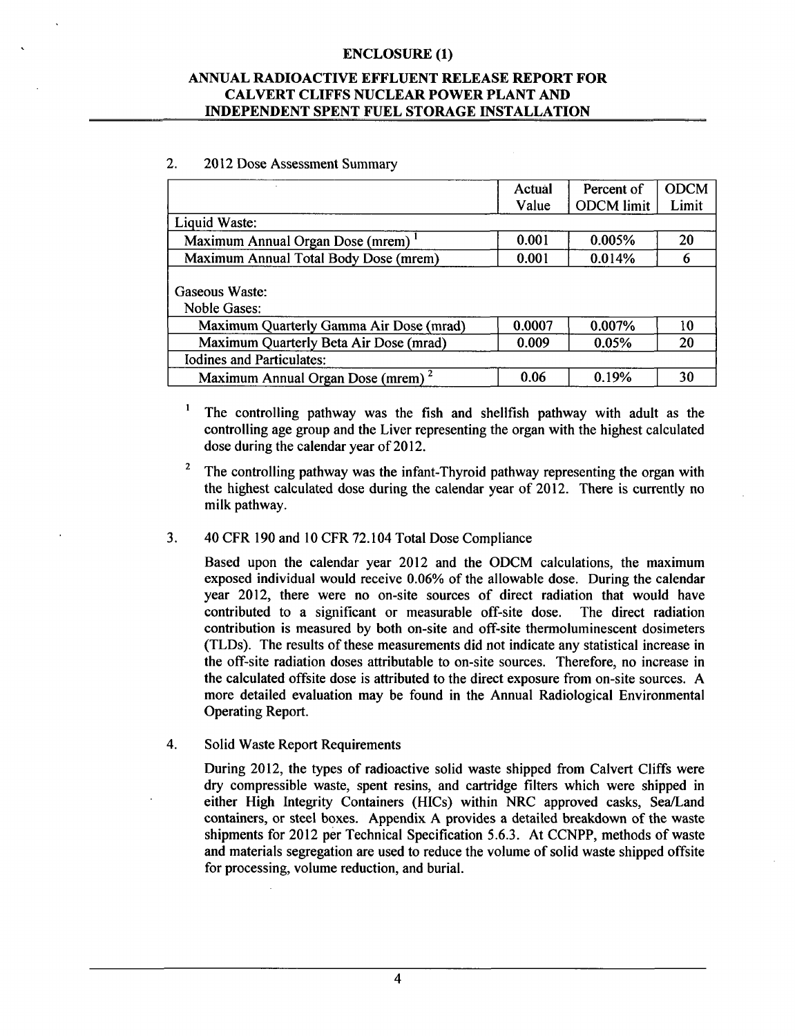**ENCLOSURE (1)**

**ANNUAL RADIOACTIVE EFFLUENT RELEASE REPORT FOR CALVERT CLIFFS NUCLEAR POWER PLANT AND INDEPENDENT SPENT FUEL STORAGE INSTALLATION**

2. 2012 Dose Assessment Summary

| | Actual Value | Percent of ODCM limit | ODCM Limit |
|---|---|---|---|
| Liquid Waste: | | | |
| Maximum Annual Organ Dose (mrem) [1] | 0.001 | 0.005% | 20 |
| Maximum Annual Total Body Dose (mrem) | 0.001 | 0.014% | 6 |
| Gaseous Waste: | | | |
| Noble Gases: | | | |
| Maximum Quarterly Gamma Air Dose (mrad) | 0.0007 | 0.007% | 10 |
| Maximum Quarterly Beta Air Dose (mrad) | 0.009 | 0.05% | 20 |
| Iodines and Particulates: | | | |
| Maximum Annual Organ Dose (mrem) [2] | 0.06 | 0.19% | 30 |

[1] The controlling pathway was the fish and shellfish pathway with adult as the controlling age group and the Liver representing the organ with the highest calculated dose during the calendar year of 2012.

[2] The controlling pathway was the infant-Thyroid pathway representing the organ with the highest calculated dose during the calendar year of 2012. There is currently no milk pathway.

3. 40 CFR 190 and 10 CFR 72.104 Total Dose Compliance

Based upon the calendar year 2012 and the ODCM calculations, the maximum exposed individual would receive 0.06% of the allowable dose. During the calendar year 2012, there were no on-site sources of direct radiation that would have contributed to a significant or measurable off-site dose. The direct radiation contribution is measured by both on-site and off-site thermoluminescent dosimeters (TLDs). The results of these measurements did not indicate any statistical increase in the off-site radiation doses attributable to on-site sources. Therefore, no increase in the calculated offsite dose is attributed to the direct exposure from on-site sources. A more detailed evaluation may be found in the Annual Radiological Environmental Operating Report.

4. Solid Waste Report Requirements

During 2012, the types of radioactive solid waste shipped from Calvert Cliffs were dry compressible waste, spent resins, and cartridge filters which were shipped in either High Integrity Containers (HICs) within NRC approved casks, Sea/Land containers, or steel boxes. Appendix A provides a detailed breakdown of the waste shipments for 2012 per Technical Specification 5.6.3. At CCNPP, methods of waste and materials segregation are used to reduce the volume of solid waste shipped offsite for processing, volume reduction, and burial.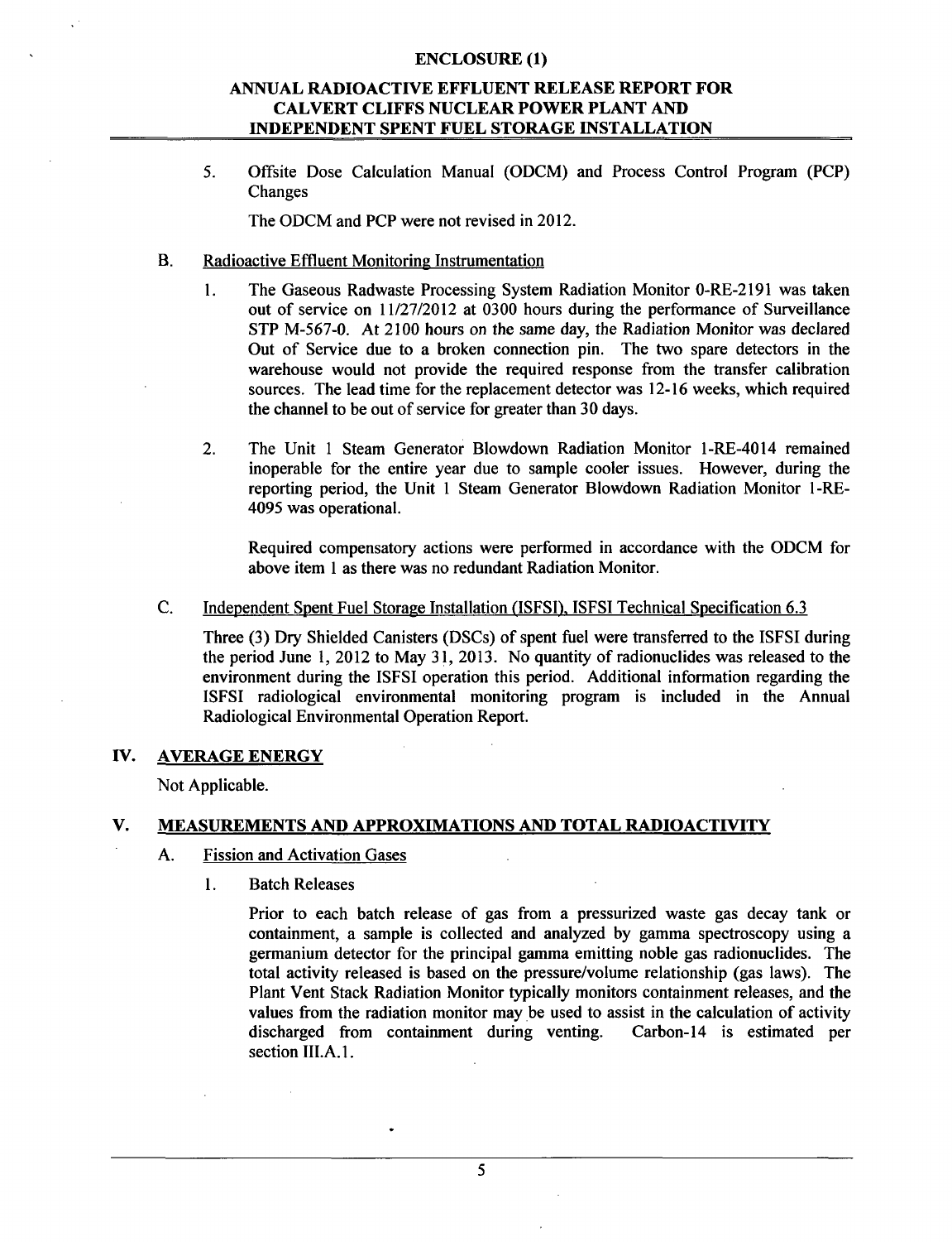5. Offsite Dose Calculation Manual (ODCM) and Process Control Program (PCP) Changes

   The ODCM and PCP were not revised in 2012.

B. Radioactive Effluent Monitoring Instrumentation

   1. The Gaseous Radwaste Processing System Radiation Monitor 0-RE-2191 was taken out of service on 11/27/2012 at 0300 hours during the performance of Surveillance STP M-567-0. At 2100 hours on the same day, the Radiation Monitor was declared Out of Service due to a broken connection pin. The two spare detectors in the warehouse would not provide the required response from the transfer calibration sources. The lead time for the replacement detector was 12-16 weeks, which required the channel to be out of service for greater than 30 days.

   2. The Unit 1 Steam Generator Blowdown Radiation Monitor 1-RE-4014 remained inoperable for the entire year due to sample cooler issues. However, during the reporting period, the Unit 1 Steam Generator Blowdown Radiation Monitor 1-RE-4095 was operational.

   Required compensatory actions were performed in accordance with the ODCM for above item 1 as there was no redundant Radiation Monitor.

C. Independent Spent Fuel Storage Installation (ISFSI), ISFSI Technical Specification 6.3

   Three (3) Dry Shielded Canisters (DSCs) of spent fuel were transferred to the ISFSI during the period June 1, 2012 to May 31, 2013. No quantity of radionuclides was released to the environment during the ISFSI operation this period. Additional information regarding the ISFSI radiological environmental monitoring program is included in the Annual Radiological Environmental Operation Report.

## IV. AVERAGE ENERGY

Not Applicable.

## V. MEASUREMENTS AND APPROXIMATIONS AND TOTAL RADIOACTIVITY

A. Fission and Activation Gases

   1. Batch Releases

   Prior to each batch release of gas from a pressurized waste gas decay tank or containment, a sample is collected and analyzed by gamma spectroscopy using a germanium detector for the principal gamma emitting noble gas radionuclides. The total activity released is based on the pressure/volume relationship (gas laws). The Plant Vent Stack Radiation Monitor typically monitors containment releases, and the values from the radiation monitor may be used to assist in the calculation of activity discharged from containment during venting. Carbon-14 is estimated per section III.A.1.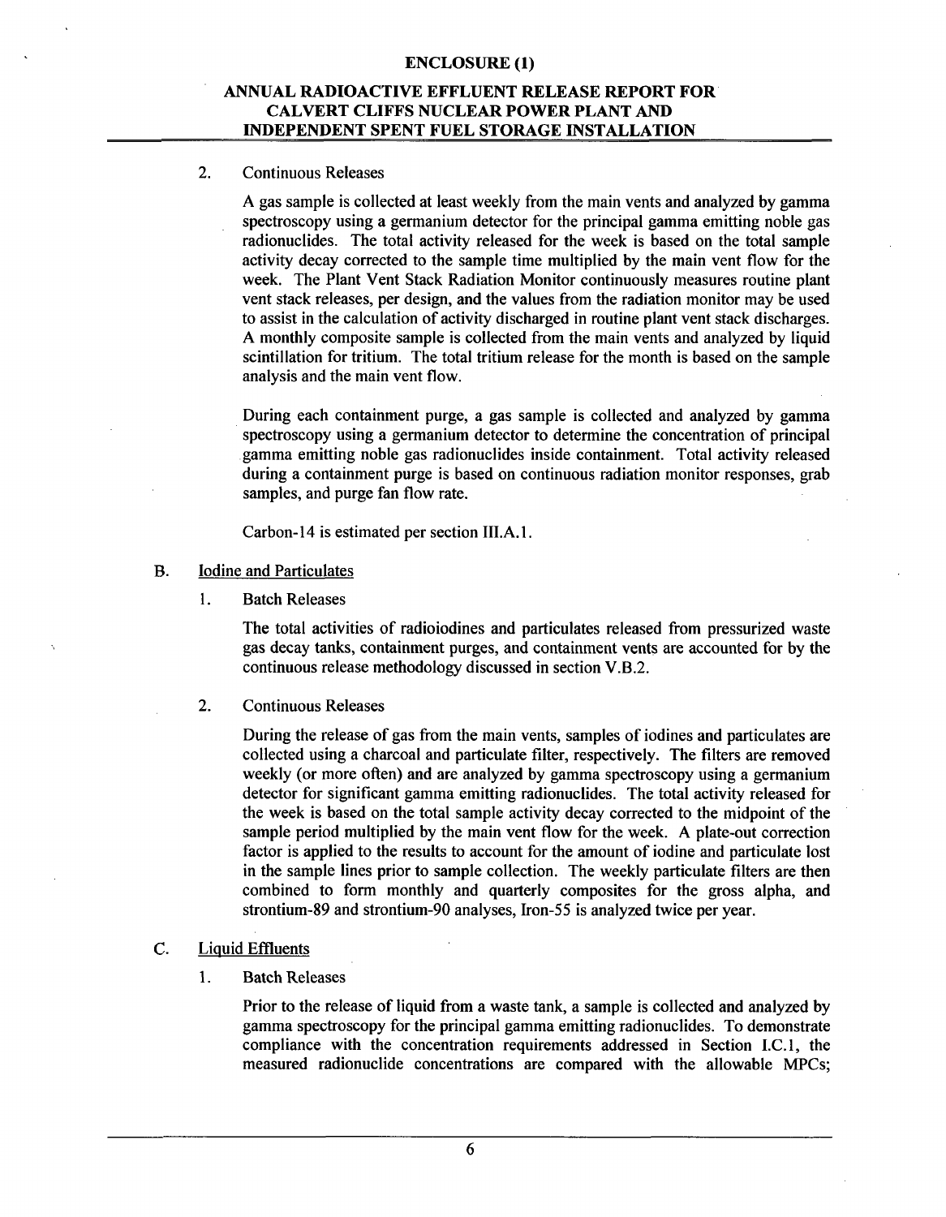2. Continuous Releases

A gas sample is collected at least weekly from the main vents and analyzed by gamma spectroscopy using a germanium detector for the principal gamma emitting noble gas radionuclides. The total activity released for the week is based on the total sample activity decay corrected to the sample time multiplied by the main vent flow for the week. The Plant Vent Stack Radiation Monitor continuously measures routine plant vent stack releases, per design, and the values from the radiation monitor may be used to assist in the calculation of activity discharged in routine plant vent stack discharges. A monthly composite sample is collected from the main vents and analyzed by liquid scintillation for tritium. The total tritium release for the month is based on the sample analysis and the main vent flow.

During each containment purge, a gas sample is collected and analyzed by gamma spectroscopy using a germanium detector to determine the concentration of principal gamma emitting noble gas radionuclides inside containment. Total activity released during a containment purge is based on continuous radiation monitor responses, grab samples, and purge fan flow rate.

Carbon-14 is estimated per section III.A.1.

B. Iodine and Particulates

1. Batch Releases

The total activities of radioiodines and particulates released from pressurized waste gas decay tanks, containment purges, and containment vents are accounted for by the continuous release methodology discussed in section V.B.2.

2. Continuous Releases

During the release of gas from the main vents, samples of iodines and particulates are collected using a charcoal and particulate filter, respectively. The filters are removed weekly (or more often) and are analyzed by gamma spectroscopy using a germanium detector for significant gamma emitting radionuclides. The total activity released for the week is based on the total sample activity decay corrected to the midpoint of the sample period multiplied by the main vent flow for the week. A plate-out correction factor is applied to the results to account for the amount of iodine and particulate lost in the sample lines prior to sample collection. The weekly particulate filters are then combined to form monthly and quarterly composites for the gross alpha, and strontium-89 and strontium-90 analyses, Iron-55 is analyzed twice per year.

C. Liquid Effluents

1. Batch Releases

Prior to the release of liquid from a waste tank, a sample is collected and analyzed by gamma spectroscopy for the principal gamma emitting radionuclides. To demonstrate compliance with the concentration requirements addressed in Section I.C.1, the measured radionuclide concentrations are compared with the allowable MPCs;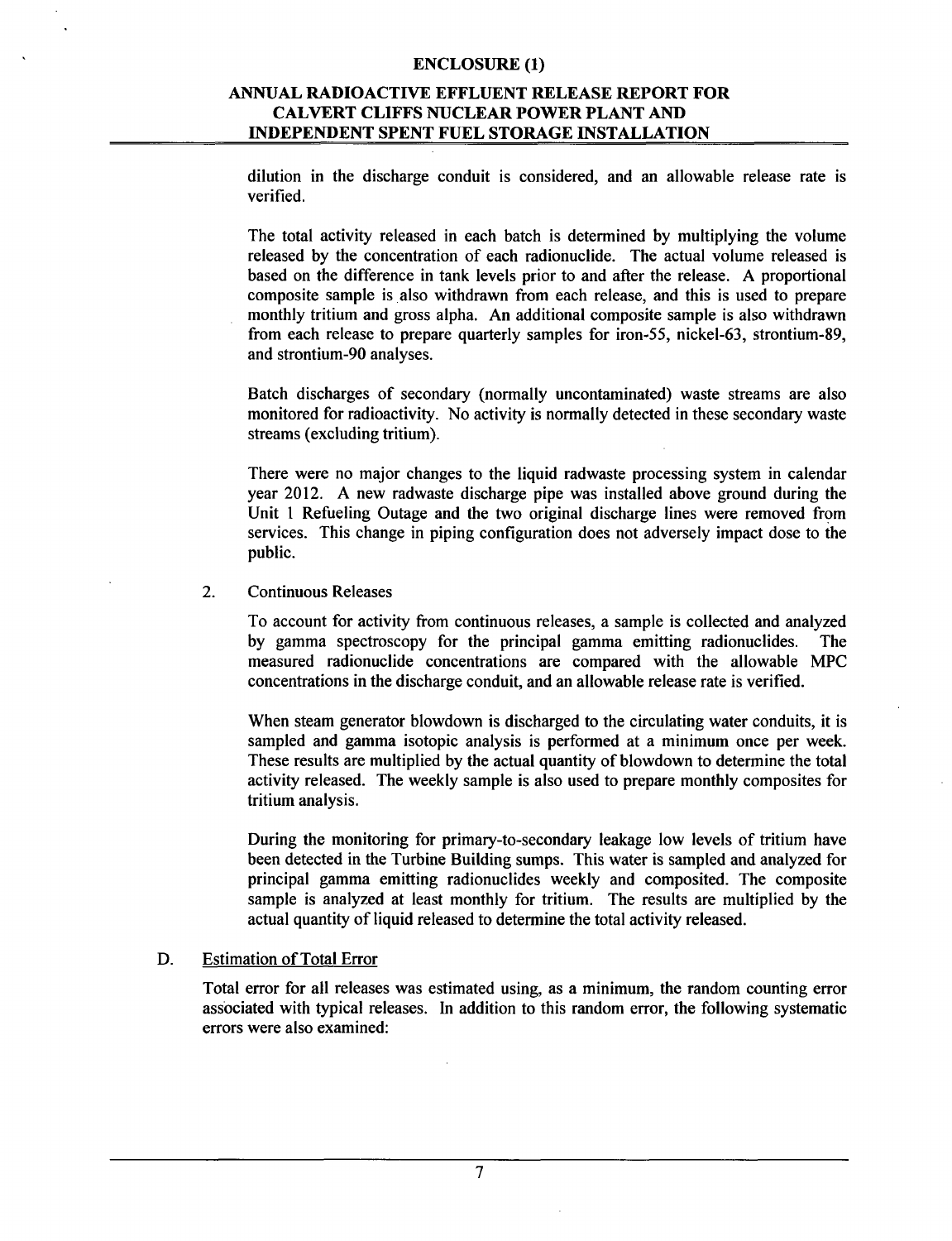dilution in the discharge conduit is considered, and an allowable release rate is verified.

The total activity released in each batch is determined by multiplying the volume released by the concentration of each radionuclide. The actual volume released is based on the difference in tank levels prior to and after the release. A proportional composite sample is also withdrawn from each release, and this is used to prepare monthly tritium and gross alpha. An additional composite sample is also withdrawn from each release to prepare quarterly samples for iron-55, nickel-63, strontium-89, and strontium-90 analyses.

Batch discharges of secondary (normally uncontaminated) waste streams are also monitored for radioactivity. No activity is normally detected in these secondary waste streams (excluding tritium).

There were no major changes to the liquid radwaste processing system in calendar year 2012. A new radwaste discharge pipe was installed above ground during the Unit 1 Refueling Outage and the two original discharge lines were removed from services. This change in piping configuration does not adversely impact dose to the public.

2. Continuous Releases

To account for activity from continuous releases, a sample is collected and analyzed by gamma spectroscopy for the principal gamma emitting radionuclides. The measured radionuclide concentrations are compared with the allowable MPC concentrations in the discharge conduit, and an allowable release rate is verified.

When steam generator blowdown is discharged to the circulating water conduits, it is sampled and gamma isotopic analysis is performed at a minimum once per week. These results are multiplied by the actual quantity of blowdown to determine the total activity released. The weekly sample is also used to prepare monthly composites for tritium analysis.

During the monitoring for primary-to-secondary leakage low levels of tritium have been detected in the Turbine Building sumps. This water is sampled and analyzed for principal gamma emitting radionuclides weekly and composited. The composite sample is analyzed at least monthly for tritium. The results are multiplied by the actual quantity of liquid released to determine the total activity released.

## D. Estimation of Total Error

Total error for all releases was estimated using, as a minimum, the random counting error associated with typical releases. In addition to this random error, the following systematic errors were also examined: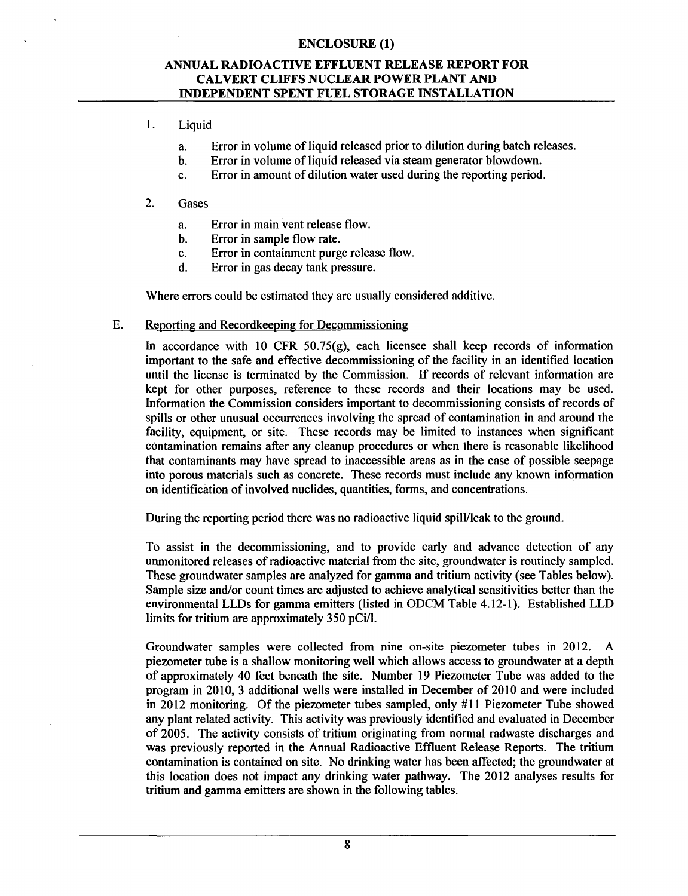1. Liquid

   a. Error in volume of liquid released prior to dilution during batch releases.
   b. Error in volume of liquid released via steam generator blowdown.
   c. Error in amount of dilution water used during the reporting period.

2. Gases

   a. Error in main vent release flow.
   b. Error in sample flow rate.
   c. Error in containment purge release flow.
   d. Error in gas decay tank pressure.

Where errors could be estimated they are usually considered additive.

E. Reporting and Recordkeeping for Decommissioning

In accordance with 10 CFR 50.75(g), each licensee shall keep records of information important to the safe and effective decommissioning of the facility in an identified location until the license is terminated by the Commission. If records of relevant information are kept for other purposes, reference to these records and their locations may be used. Information the Commission considers important to decommissioning consists of records of spills or other unusual occurrences involving the spread of contamination in and around the facility, equipment, or site. These records may be limited to instances when significant contamination remains after any cleanup procedures or when there is reasonable likelihood that contaminants may have spread to inaccessible areas as in the case of possible seepage into porous materials such as concrete. These records must include any known information on identification of involved nuclides, quantities, forms, and concentrations.

During the reporting period there was no radioactive liquid spill/leak to the ground.

To assist in the decommissioning, and to provide early and advance detection of any unmonitored releases of radioactive material from the site, groundwater is routinely sampled. These groundwater samples are analyzed for gamma and tritium activity (see Tables below). Sample size and/or count times are adjusted to achieve analytical sensitivities better than the environmental LLDs for gamma emitters (listed in ODCM Table 4.12-1). Established LLD limits for tritium are approximately 350 pCi/l.

Groundwater samples were collected from nine on-site piezometer tubes in 2012. A piezometer tube is a shallow monitoring well which allows access to groundwater at a depth of approximately 40 feet beneath the site. Number 19 Piezometer Tube was added to the program in 2010, 3 additional wells were installed in December of 2010 and were included in 2012 monitoring. Of the piezometer tubes sampled, only #11 Piezometer Tube showed any plant related activity. This activity was previously identified and evaluated in December of 2005. The activity consists of tritium originating from normal radwaste discharges and was previously reported in the Annual Radioactive Effluent Release Reports. The tritium contamination is contained on site. No drinking water has been affected; the groundwater at this location does not impact any drinking water pathway. The 2012 analyses results for tritium and gamma emitters are shown in the following tables.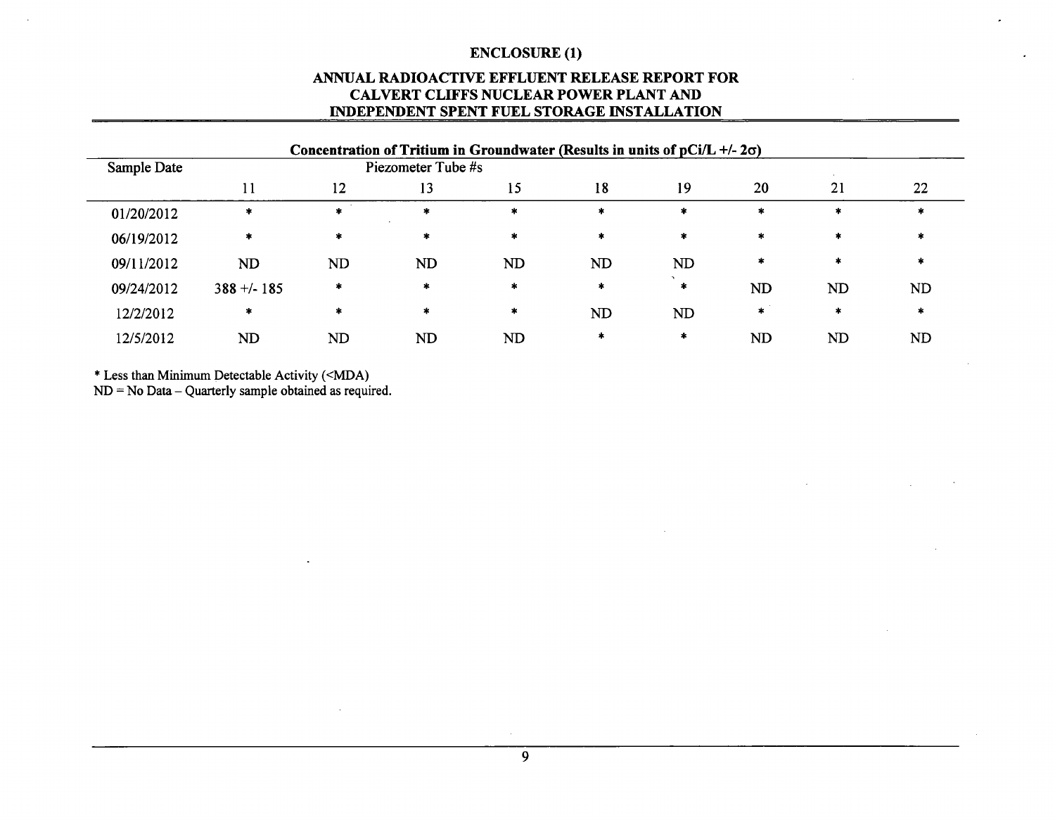## ENCLOSURE (1)

## ANNUAL RADIOACTIVE EFFLUENT RELEASE REPORT FOR CALVERT CLIFFS NUCLEAR POWER PLANT AND INDEPENDENT SPENT FUEL STORAGE INSTALLATION

**Concentration of Tritium in Groundwater (Results in units of pCi/L +/- 2σ)**

| Sample Date | Piezometer Tube #s | | | | | | | | |
|---|---|---|---|---|---|---|---|---|---|
| | 11 | 12 | 13 | 15 | 18 | 19 | 20 | 21 | 22 |
| 01/20/2012 | * | * | * | * | * | * | * | * | * |
| 06/19/2012 | * | * | * | * | * | * | * | * | * |
| 09/11/2012 | ND | ND | ND | ND | ND | ND | * | * | * |
| 09/24/2012 | 388 +/- 185 | * | * | * | * | * | ND | ND | ND |
| 12/2/2012 | * | * | * | * | ND | ND | * | * | * |
| 12/5/2012 | ND | ND | ND | ND | * | * | ND | ND | ND |

* Less than Minimum Detectable Activity (<MDA)

ND = No Data – Quarterly sample obtained as required.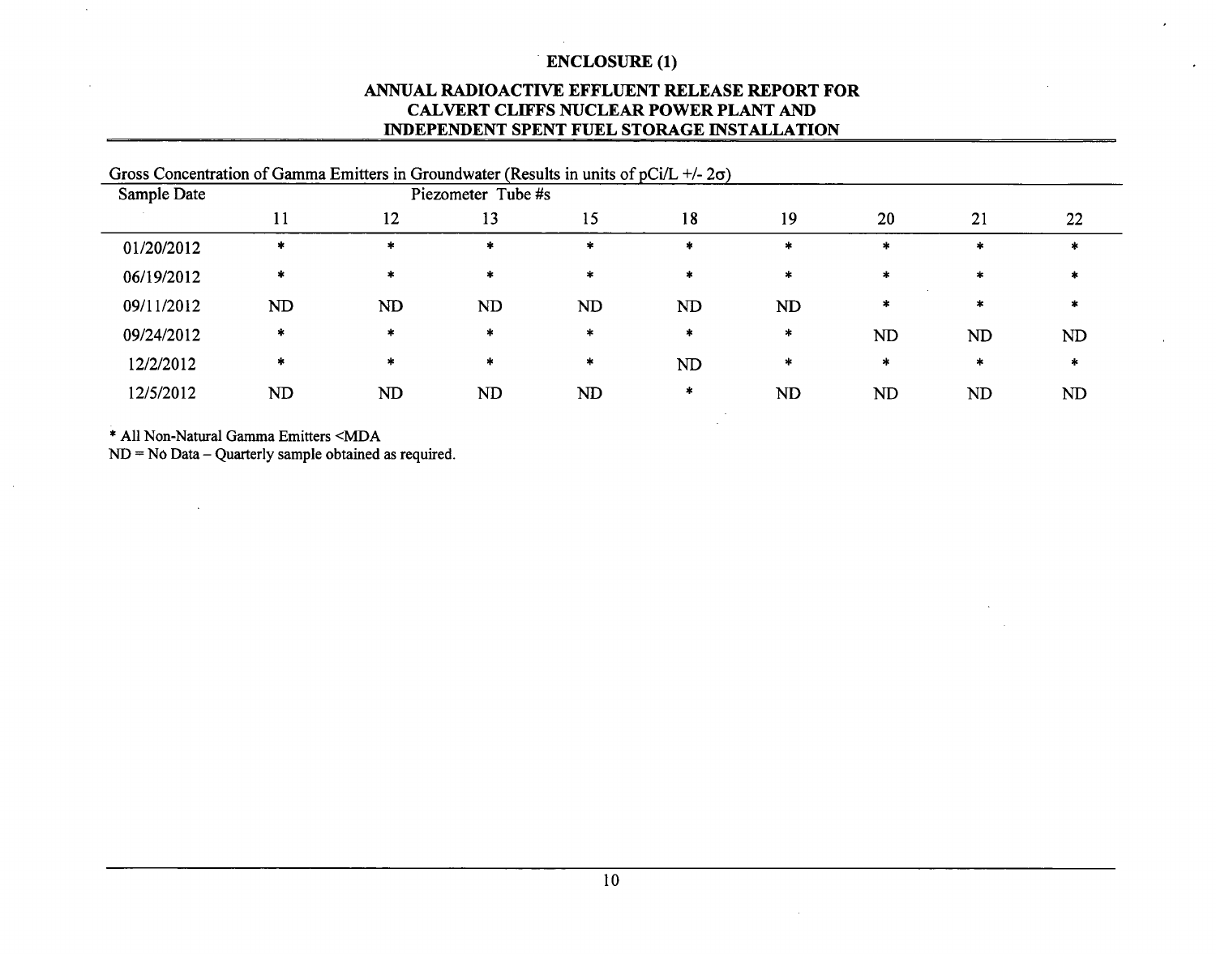# ENCLOSURE (1)

## ANNUAL RADIOACTIVE EFFLUENT RELEASE REPORT FOR CALVERT CLIFFS NUCLEAR POWER PLANT AND INDEPENDENT SPENT FUEL STORAGE INSTALLATION

Gross Concentration of Gamma Emitters in Groundwater (Results in units of pCi/L +/- 2σ)

| Sample Date | Piezometer Tube #s | | | | | | | | |
|---|---|---|---|---|---|---|---|---|---|
| | 11 | 12 | 13 | 15 | 18 | 19 | 20 | 21 | 22 |
| 01/20/2012 | * | * | * | * | * | * | * | * | * |
| 06/19/2012 | * | * | * | * | * | * | * | * | * |
| 09/11/2012 | ND | ND | ND | ND | ND | ND | * | * | * |
| 09/24/2012 | * | * | * | * | * | * | ND | ND | ND |
| 12/2/2012 | * | * | * | * | ND | * | * | * | * |
| 12/5/2012 | ND | ND | ND | ND | * | ND | ND | ND | ND |

* All Non-Natural Gamma Emitters <MDA

ND = No Data – Quarterly sample obtained as required.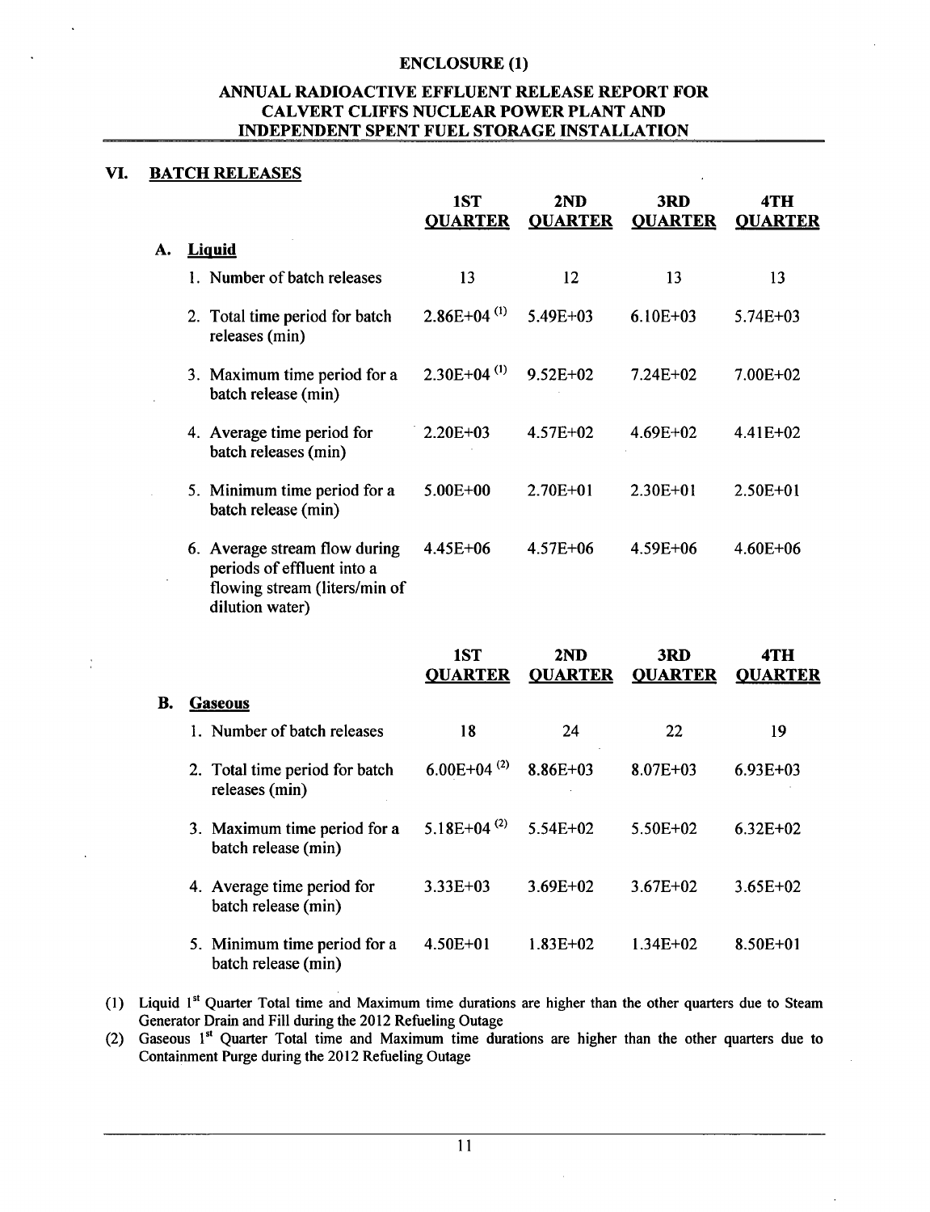**ENCLOSURE (1)**

**ANNUAL RADIOACTIVE EFFLUENT RELEASE REPORT FOR CALVERT CLIFFS NUCLEAR POWER PLANT AND INDEPENDENT SPENT FUEL STORAGE INSTALLATION**

## VI. BATCH RELEASES

### A. Liquid

| | 1ST QUARTER | 2ND QUARTER | 3RD QUARTER | 4TH QUARTER |
|---|---|---|---|---|
| 1. Number of batch releases | 13 | 12 | 13 | 13 |
| 2. Total time period for batch releases (min) | 2.86E+04 [(1)] | 5.49E+03 | 6.10E+03 | 5.74E+03 |
| 3. Maximum time period for a batch release (min) | 2.30E+04 [(1)] | 9.52E+02 | 7.24E+02 | 7.00E+02 |
| 4. Average time period for batch releases (min) | 2.20E+03 | 4.57E+02 | 4.69E+02 | 4.41E+02 |
| 5. Minimum time period for a batch release (min) | 5.00E+00 | 2.70E+01 | 2.30E+01 | 2.50E+01 |
| 6. Average stream flow during periods of effluent into a flowing stream (liters/min of dilution water) | 4.45E+06 | 4.57E+06 | 4.59E+06 | 4.60E+06 |

### B. Gaseous

| | 1ST QUARTER | 2ND QUARTER | 3RD QUARTER | 4TH QUARTER |
|---|---|---|---|---|
| 1. Number of batch releases | 18 | 24 | 22 | 19 |
| 2. Total time period for batch releases (min) | 6.00E+04 [(2)] | 8.86E+03 | 8.07E+03 | 6.93E+03 |
| 3. Maximum time period for a batch release (min) | 5.18E+04 [(2)] | 5.54E+02 | 5.50E+02 | 6.32E+02 |
| 4. Average time period for batch release (min) | 3.33E+03 | 3.69E+02 | 3.67E+02 | 3.65E+02 |
| 5. Minimum time period for a batch release (min) | 4.50E+01 | 1.83E+02 | 1.34E+02 | 8.50E+01 |

(1) Liquid 1st Quarter Total time and Maximum time durations are higher than the other quarters due to Steam Generator Drain and Fill during the 2012 Refueling Outage

(2) Gaseous 1st Quarter Total time and Maximum time durations are higher than the other quarters due to Containment Purge during the 2012 Refueling Outage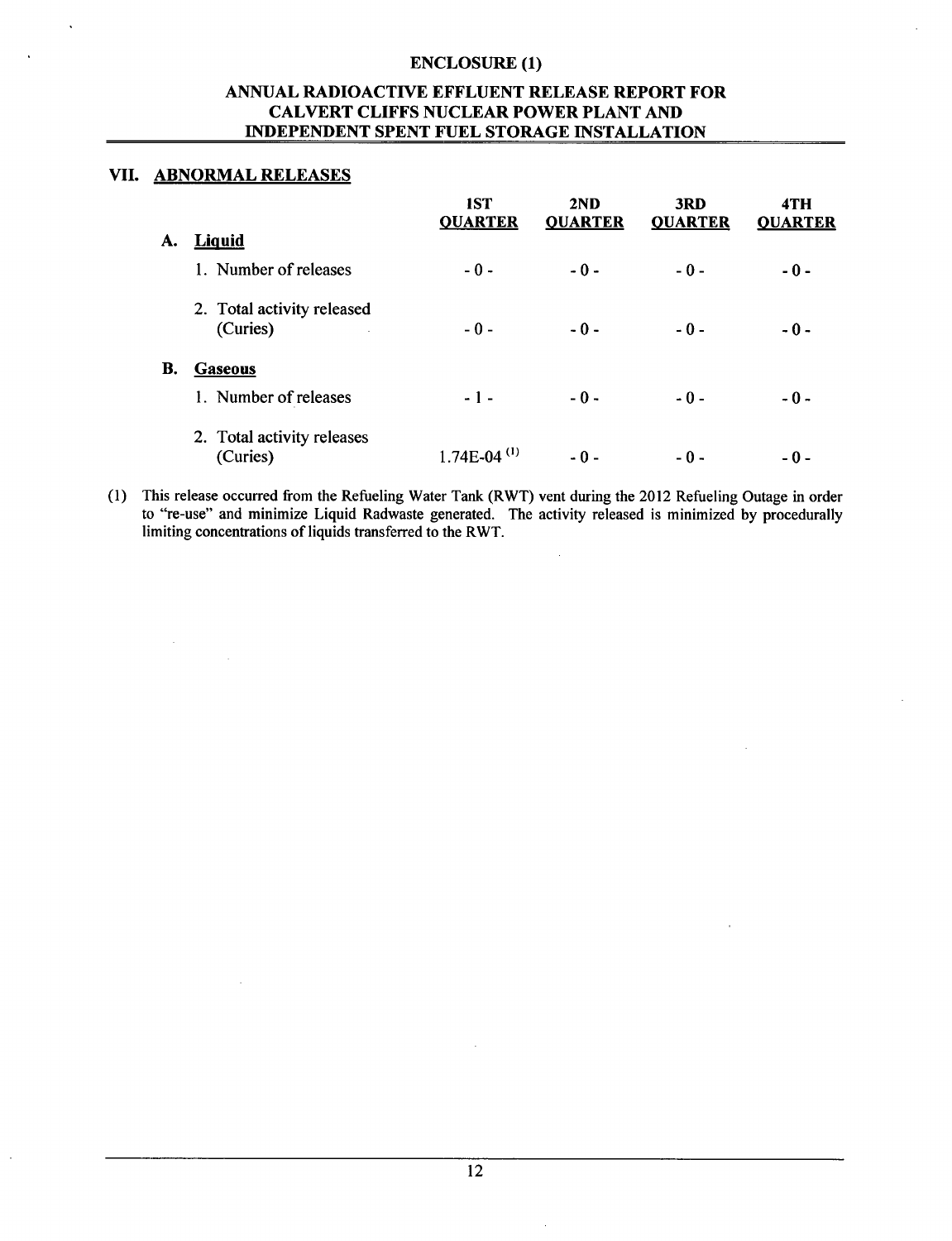# ENCLOSURE (1)

## ANNUAL RADIOACTIVE EFFLUENT RELEASE REPORT FOR CALVERT CLIFFS NUCLEAR POWER PLANT AND INDEPENDENT SPENT FUEL STORAGE INSTALLATION

### VII. ABNORMAL RELEASES

| | 1ST QUARTER | 2ND QUARTER | 3RD QUARTER | 4TH QUARTER |
|---|---|---|---|---|
| **A. Liquid** | | | | |
| 1. Number of releases | - 0 - | - 0 - | - 0 - | - 0 - |
| 2. Total activity released (Curies) | - 0 - | - 0 - | - 0 - | - 0 - |
| **B. Gaseous** | | | | |
| 1. Number of releases | - 1 - | - 0 - | - 0 - | - 0 - |
| 2. Total activity releases (Curies) | 1.74E-04 (1) | - 0 - | - 0 - | - 0 - |

(1) This release occurred from the Refueling Water Tank (RWT) vent during the 2012 Refueling Outage in order to "re-use" and minimize Liquid Radwaste generated. The activity released is minimized by procedurally limiting concentrations of liquids transferred to the RWT.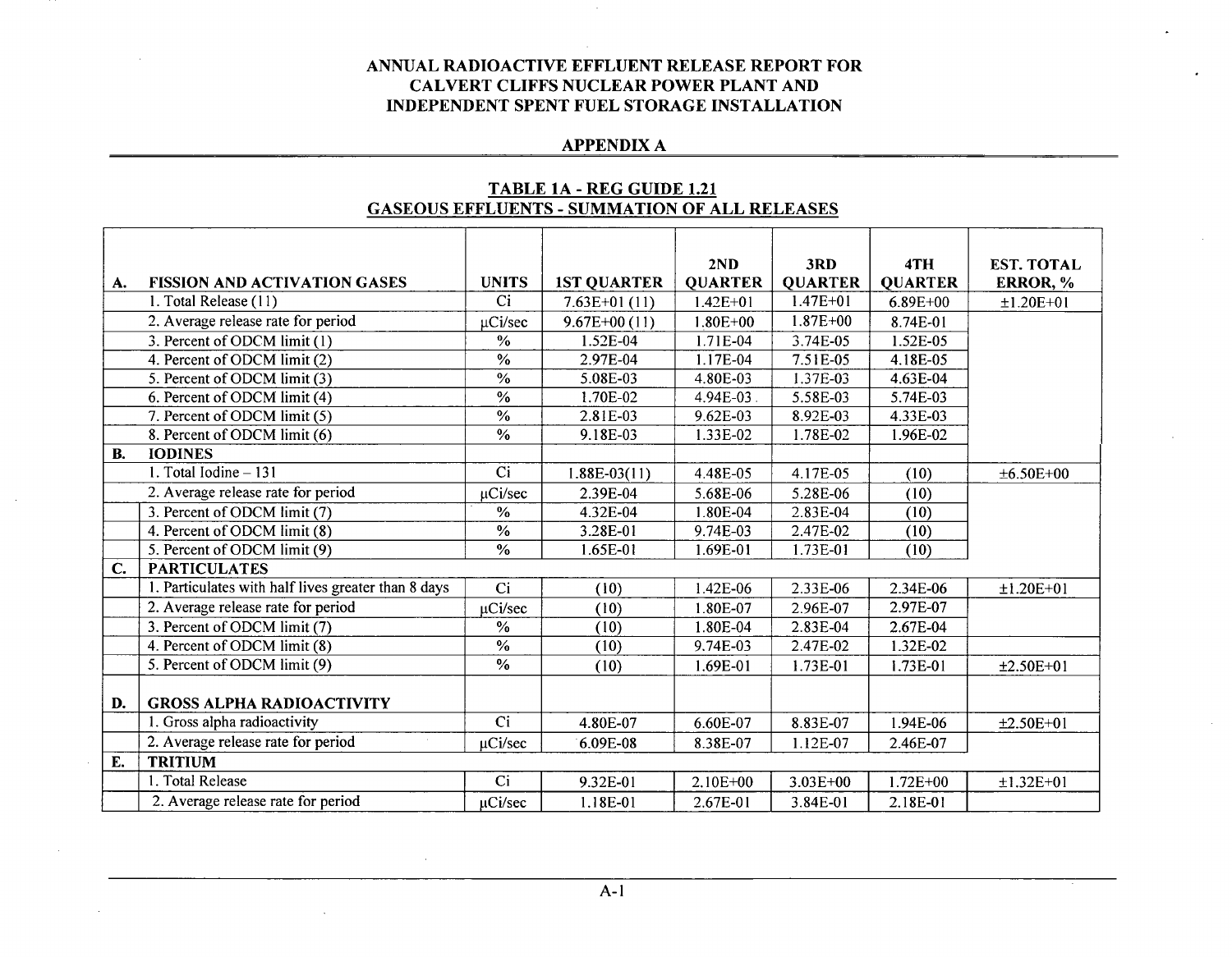**ANNUAL RADIOACTIVE EFFLUENT RELEASE REPORT FOR CALVERT CLIFFS NUCLEAR POWER PLANT AND INDEPENDENT SPENT FUEL STORAGE INSTALLATION**

## APPENDIX A

### TABLE 1A - REG GUIDE 1.21 GASEOUS EFFLUENTS - SUMMATION OF ALL RELEASES

| A. | FISSION AND ACTIVATION GASES | UNITS | 1ST QUARTER | 2ND QUARTER | 3RD QUARTER | 4TH QUARTER | EST. TOTAL ERROR, % |
|---|---|---|---|---|---|---|---|
| | 1. Total Release (11) | Ci | 7.63E+01 (11) | 1.42E+01 | 1.47E+01 | 6.89E+00 | ±1.20E+01 |
| | 2. Average release rate for period | μCi/sec | 9.67E+00 (11) | 1.80E+00 | 1.87E+00 | 8.74E-01 | |
| | 3. Percent of ODCM limit (1) | % | 1.52E-04 | 1.71E-04 | 3.74E-05 | 1.52E-05 | |
| | 4. Percent of ODCM limit (2) | % | 2.97E-04 | 1.17E-04 | 7.51E-05 | 4.18E-05 | |
| | 5. Percent of ODCM limit (3) | % | 5.08E-03 | 4.80E-03 | 1.37E-03 | 4.63E-04 | |
| | 6. Percent of ODCM limit (4) | % | 1.70E-02 | 4.94E-03 | 5.58E-03 | 5.74E-03 | |
| | 7. Percent of ODCM limit (5) | % | 2.81E-03 | 9.62E-03 | 8.92E-03 | 4.33E-03 | |
| | 8. Percent of ODCM limit (6) | % | 9.18E-03 | 1.33E-02 | 1.78E-02 | 1.96E-02 | |
| **B.** | **IODINES** | | | | | | |
| | 1. Total Iodine – 131 | Ci | 1.88E-03(11) | 4.48E-05 | 4.17E-05 | (10) | ±6.50E+00 |
| | 2. Average release rate for period | μCi/sec | 2.39E-04 | 5.68E-06 | 5.28E-06 | (10) | |
| | 3. Percent of ODCM limit (7) | % | 4.32E-04 | 1.80E-04 | 2.83E-04 | (10) | |
| | 4. Percent of ODCM limit (8) | % | 3.28E-01 | 9.74E-03 | 2.47E-02 | (10) | |
| | 5. Percent of ODCM limit (9) | % | 1.65E-01 | 1.69E-01 | 1.73E-01 | (10) | |
| **C.** | **PARTICULATES** | | | | | | |
| | 1. Particulates with half lives greater than 8 days | Ci | (10) | 1.42E-06 | 2.33E-06 | 2.34E-06 | ±1.20E+01 |
| | 2. Average release rate for period | μCi/sec | (10) | 1.80E-07 | 2.96E-07 | 2.97E-07 | |
| | 3. Percent of ODCM limit (7) | % | (10) | 1.80E-04 | 2.83E-04 | 2.67E-04 | |
| | 4. Percent of ODCM limit (8) | % | (10) | 9.74E-03 | 2.47E-02 | 1.32E-02 | |
| | 5. Percent of ODCM limit (9) | % | (10) | 1.69E-01 | 1.73E-01 | 1.73E-01 | ±2.50E+01 |
| **D.** | **GROSS ALPHA RADIOACTIVITY** | | | | | | |
| | 1. Gross alpha radioactivity | Ci | 4.80E-07 | 6.60E-07 | 8.83E-07 | 1.94E-06 | ±2.50E+01 |
| | 2. Average release rate for period | μCi/sec | 6.09E-08 | 8.38E-07 | 1.12E-07 | 2.46E-07 | |
| **E.** | **TRITIUM** | | | | | | |
| | 1. Total Release | Ci | 9.32E-01 | 2.10E+00 | 3.03E+00 | 1.72E+00 | ±1.32E+01 |
| | 2. Average release rate for period | μCi/sec | 1.18E-01 | 2.67E-01 | 3.84E-01 | 2.18E-01 | |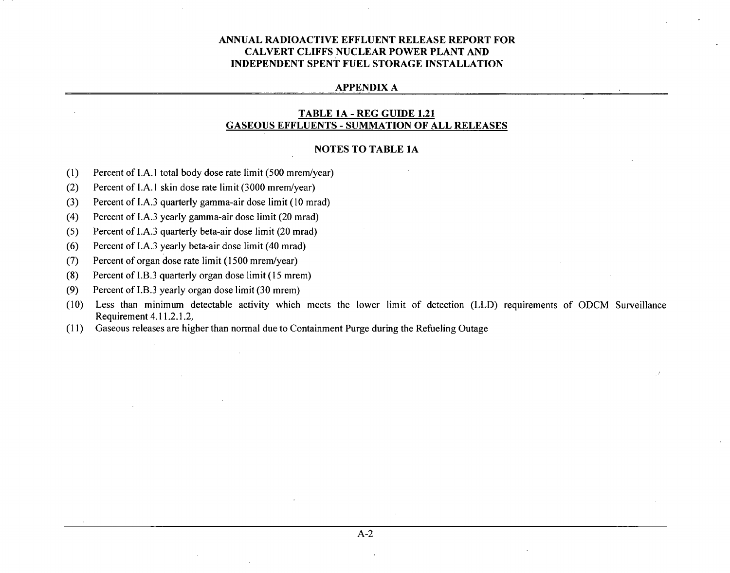# ANNUAL RADIOACTIVE EFFLUENT RELEASE REPORT FOR CALVERT CLIFFS NUCLEAR POWER PLANT AND INDEPENDENT SPENT FUEL STORAGE INSTALLATION

## APPENDIX A

### TABLE 1A - REG GUIDE 1.21 GASEOUS EFFLUENTS - SUMMATION OF ALL RELEASES

### NOTES TO TABLE 1A

(1) Percent of I.A.1 total body dose rate limit (500 mrem/year)

(2) Percent of I.A.1 skin dose rate limit (3000 mrem/year)

(3) Percent of I.A.3 quarterly gamma-air dose limit (10 mrad)

(4) Percent of I.A.3 yearly gamma-air dose limit (20 mrad)

(5) Percent of I.A.3 quarterly beta-air dose limit (20 mrad)

(6) Percent of I.A.3 yearly beta-air dose limit (40 mrad)

(7) Percent of organ dose rate limit (1500 mrem/year)

(8) Percent of I.B.3 quarterly organ dose limit (15 mrem)

(9) Percent of I.B.3 yearly organ dose limit (30 mrem)

(10) Less than minimum detectable activity which meets the lower limit of detection (LLD) requirements of ODCM Surveillance Requirement 4.11.2.1.2.

(11) Gaseous releases are higher than normal due to Containment Purge during the Refueling Outage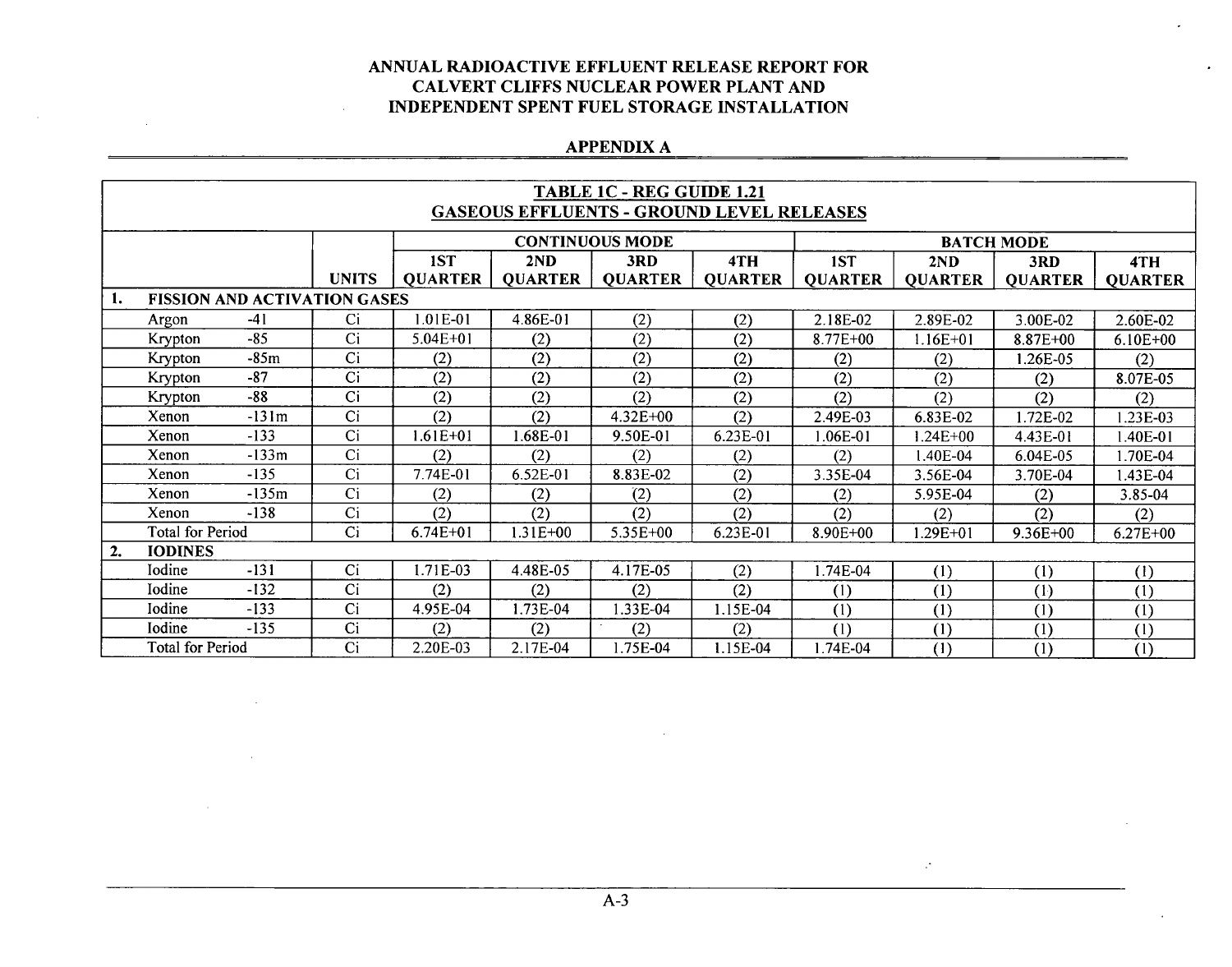# ANNUAL RADIOACTIVE EFFLUENT RELEASE REPORT FOR CALVERT CLIFFS NUCLEAR POWER PLANT AND INDEPENDENT SPENT FUEL STORAGE INSTALLATION

## APPENDIX A

**TABLE 1C - REG GUIDE 1.21**
**GASEOUS EFFLUENTS - GROUND LEVEL RELEASES**

| | | CONTINUOUS MODE | | | | BATCH MODE | | | |
|---|---|---|---|---|---|---|---|---|---|
| | UNITS | 1ST QUARTER | 2ND QUARTER | 3RD QUARTER | 4TH QUARTER | 1ST QUARTER | 2ND QUARTER | 3RD QUARTER | 4TH QUARTER |
| **1. FISSION AND ACTIVATION GASES** | | | | | | | | | |
| Argon -41 | Ci | 1.01E-01 | 4.86E-01 | (2) | (2) | 2.18E-02 | 2.89E-02 | 3.00E-02 | 2.60E-02 |
| Krypton -85 | Ci | 5.04E+01 | (2) | (2) | (2) | 8.77E+00 | 1.16E+01 | 8.87E+00 | 6.10E+00 |
| Krypton -85m | Ci | (2) | (2) | (2) | (2) | (2) | (2) | 1.26E-05 | (2) |
| Krypton -87 | Ci | (2) | (2) | (2) | (2) | (2) | (2) | (2) | 8.07E-05 |
| Krypton -88 | Ci | (2) | (2) | (2) | (2) | (2) | (2) | (2) | (2) |
| Xenon -131m | Ci | (2) | (2) | 4.32E+00 | (2) | 2.49E-03 | 6.83E-02 | 1.72E-02 | 1.23E-03 |
| Xenon -133 | Ci | 1.61E+01 | 1.68E-01 | 9.50E-01 | 6.23E-01 | 1.06E-01 | 1.24E+00 | 4.43E-01 | 1.40E-01 |
| Xenon -133m | Ci | (2) | (2) | (2) | (2) | (2) | 1.40E-04 | 6.04E-05 | 1.70E-04 |
| Xenon -135 | Ci | 7.74E-01 | 6.52E-01 | 8.83E-02 | (2) | 3.35E-04 | 3.56E-04 | 3.70E-04 | 1.43E-04 |
| Xenon -135m | Ci | (2) | (2) | (2) | (2) | (2) | 5.95E-04 | (2) | 3.85-04 |
| Xenon -138 | Ci | (2) | (2) | (2) | (2) | (2) | (2) | (2) | (2) |
| Total for Period | Ci | 6.74E+01 | 1.31E+00 | 5.35E+00 | 6.23E-01 | 8.90E+00 | 1.29E+01 | 9.36E+00 | 6.27E+00 |
| **2. IODINES** | | | | | | | | | |
| Iodine -131 | Ci | 1.71E-03 | 4.48E-05 | 4.17E-05 | (2) | 1.74E-04 | (1) | (1) | (1) |
| Iodine -132 | Ci | (2) | (2) | (2) | (2) | (1) | (1) | (1) | (1) |
| Iodine -133 | Ci | 4.95E-04 | 1.73E-04 | 1.33E-04 | 1.15E-04 | (1) | (1) | (1) | (1) |
| Iodine -135 | Ci | (2) | (2) | (2) | (2) | (1) | (1) | (1) | (1) |
| Total for Period | Ci | 2.20E-03 | 2.17E-04 | 1.75E-04 | 1.15E-04 | 1.74E-04 | (1) | (1) | (1) |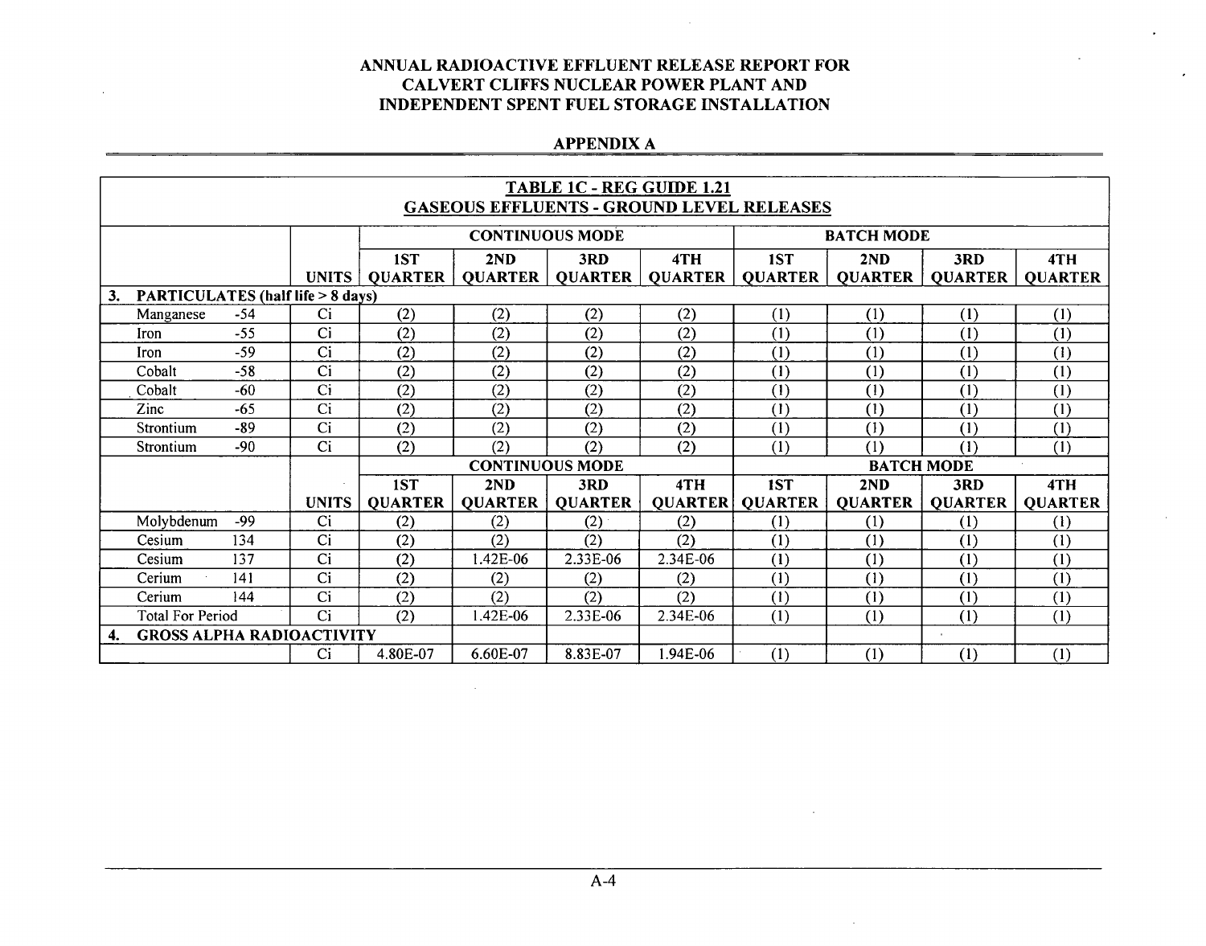# ANNUAL RADIOACTIVE EFFLUENT RELEASE REPORT FOR CALVERT CLIFFS NUCLEAR POWER PLANT AND INDEPENDENT SPENT FUEL STORAGE INSTALLATION

## APPENDIX A

**TABLE 1C - REG GUIDE 1.21**
**GASEOUS EFFLUENTS - GROUND LEVEL RELEASES**

| | | | CONTINUOUS MODE | | | | BATCH MODE | | | |
|---|---|---|---|---|---|---|---|---|---|---|
| | | UNITS | 1ST QUARTER | 2ND QUARTER | 3RD QUARTER | 4TH QUARTER | 1ST QUARTER | 2ND QUARTER | 3RD QUARTER | 4TH QUARTER |
| **3. PARTICULATES (half life > 8 days)** | | | | | | | | | | |
| Manganese | -54 | Ci | (2) | (2) | (2) | (2) | (1) | (1) | (1) | (1) |
| Iron | -55 | Ci | (2) | (2) | (2) | (2) | (1) | (1) | (1) | (1) |
| Iron | -59 | Ci | (2) | (2) | (2) | (2) | (1) | (1) | (1) | (1) |
| Cobalt | -58 | Ci | (2) | (2) | (2) | (2) | (1) | (1) | (1) | (1) |
| Cobalt | -60 | Ci | (2) | (2) | (2) | (2) | (1) | (1) | (1) | (1) |
| Zinc | -65 | Ci | (2) | (2) | (2) | (2) | (1) | (1) | (1) | (1) |
| Strontium | -89 | Ci | (2) | (2) | (2) | (2) | (1) | (1) | (1) | (1) |
| Strontium | -90 | Ci | (2) | (2) | (2) | (2) | (1) | (1) | (1) | (1) |
| | | | CONTINUOUS MODE | | | | BATCH MODE | | | |
| | | UNITS | 1ST QUARTER | 2ND QUARTER | 3RD QUARTER | 4TH QUARTER | 1ST QUARTER | 2ND QUARTER | 3RD QUARTER | 4TH QUARTER |
| Molybdenum | -99 | Ci | (2) | (2) | (2) | (2) | (1) | (1) | (1) | (1) |
| Cesium | 134 | Ci | (2) | (2) | (2) | (2) | (1) | (1) | (1) | (1) |
| Cesium | 137 | Ci | (2) | 1.42E-06 | 2.33E-06 | 2.34E-06 | (1) | (1) | (1) | (1) |
| Cerium | 141 | Ci | (2) | (2) | (2) | (2) | (1) | (1) | (1) | (1) |
| Cerium | 144 | Ci | (2) | (2) | (2) | (2) | (1) | (1) | (1) | (1) |
| Total For Period | | Ci | (2) | 1.42E-06 | 2.33E-06 | 2.34E-06 | (1) | (1) | (1) | (1) |
| **4. GROSS ALPHA RADIOACTIVITY** | | | | | | | | | | |
| | | Ci | 4.80E-07 | 6.60E-07 | 8.83E-07 | 1.94E-06 | (1) | (1) | (1) | (1) |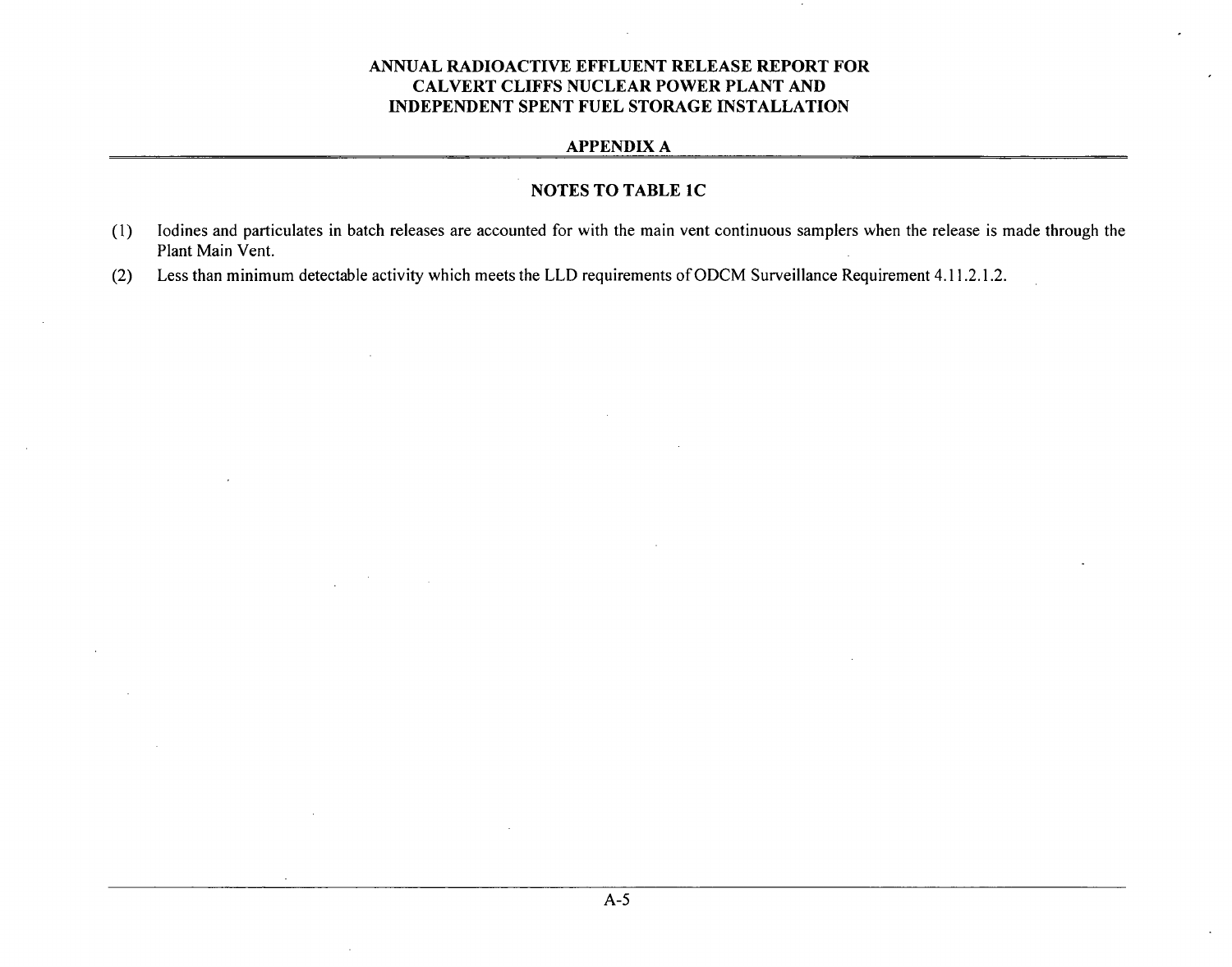## NOTES TO TABLE 1C

(1) Iodines and particulates in batch releases are accounted for with the main vent continuous samplers when the release is made through the Plant Main Vent.

(2) Less than minimum detectable activity which meets the LLD requirements of ODCM Surveillance Requirement 4.11.2.1.2.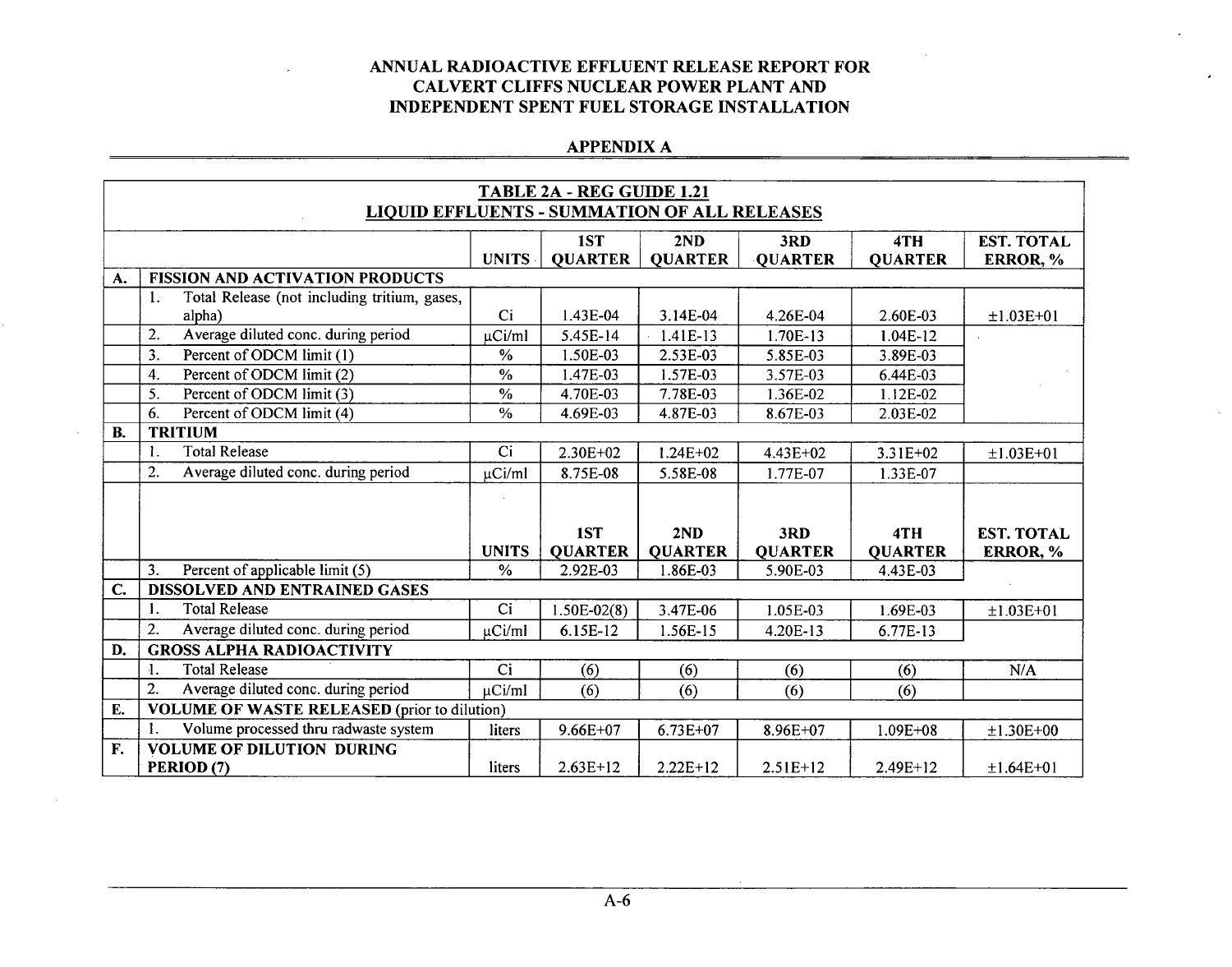**ANNUAL RADIOACTIVE EFFLUENT RELEASE REPORT FOR CALVERT CLIFFS NUCLEAR POWER PLANT AND INDEPENDENT SPENT FUEL STORAGE INSTALLATION**

**APPENDIX A**

**TABLE 2A - REG GUIDE 1.21**
**LIQUID EFFLUENTS - SUMMATION OF ALL RELEASES**

| | | UNITS | 1ST QUARTER | 2ND QUARTER | 3RD QUARTER | 4TH QUARTER | EST. TOTAL ERROR, % |
|---|---|---|---|---|---|---|---|
| **A.** | **FISSION AND ACTIVATION PRODUCTS** | | | | | | |
| | 1. Total Release (not including tritium, gases, alpha) | Ci | 1.43E-04 | 3.14E-04 | 4.26E-04 | 2.60E-03 | ±1.03E+01 |
| | 2. Average diluted conc. during period | μCi/ml | 5.45E-14 | 1.41E-13 | 1.70E-13 | 1.04E-12 | |
| | 3. Percent of ODCM limit (1) | % | 1.50E-03 | 2.53E-03 | 5.85E-03 | 3.89E-03 | |
| | 4. Percent of ODCM limit (2) | % | 1.47E-03 | 1.57E-03 | 3.57E-03 | 6.44E-03 | |
| | 5. Percent of ODCM limit (3) | % | 4.70E-03 | 7.78E-03 | 1.36E-02 | 1.12E-02 | |
| | 6. Percent of ODCM limit (4) | % | 4.69E-03 | 4.87E-03 | 8.67E-03 | 2.03E-02 | |
| **B.** | **TRITIUM** | | | | | | |
| | 1. Total Release | Ci | 2.30E+02 | 1.24E+02 | 4.43E+02 | 3.31E+02 | ±1.03E+01 |
| | 2. Average diluted conc. during period | μCi/ml | 8.75E-08 | 5.58E-08 | 1.77E-07 | 1.33E-07 | |
| | | **UNITS** | **1ST QUARTER** | **2ND QUARTER** | **3RD QUARTER** | **4TH QUARTER** | **EST. TOTAL ERROR, %** |
| | 3. Percent of applicable limit (5) | % | 2.92E-03 | 1.86E-03 | 5.90E-03 | 4.43E-03 | |
| **C.** | **DISSOLVED AND ENTRAINED GASES** | | | | | | |
| | 1. Total Release | Ci | 1.50E-02(8) | 3.47E-06 | 1.05E-03 | 1.69E-03 | ±1.03E+01 |
| | 2. Average diluted conc. during period | μCi/ml | 6.15E-12 | 1.56E-15 | 4.20E-13 | 6.77E-13 | |
| **D.** | **GROSS ALPHA RADIOACTIVITY** | | | | | | |
| | 1. Total Release | Ci | (6) | (6) | (6) | (6) | N/A |
| | 2. Average diluted conc. during period | μCi/ml | (6) | (6) | (6) | (6) | |
| **E.** | **VOLUME OF WASTE RELEASED** (prior to dilution) | | | | | | |
| | 1. Volume processed thru radwaste system | liters | 9.66E+07 | 6.73E+07 | 8.96E+07 | 1.09E+08 | ±1.30E+00 |
| **F.** | **VOLUME OF DILUTION DURING PERIOD (7)** | liters | 2.63E+12 | 2.22E+12 | 2.51E+12 | 2.49E+12 | ±1.64E+01 |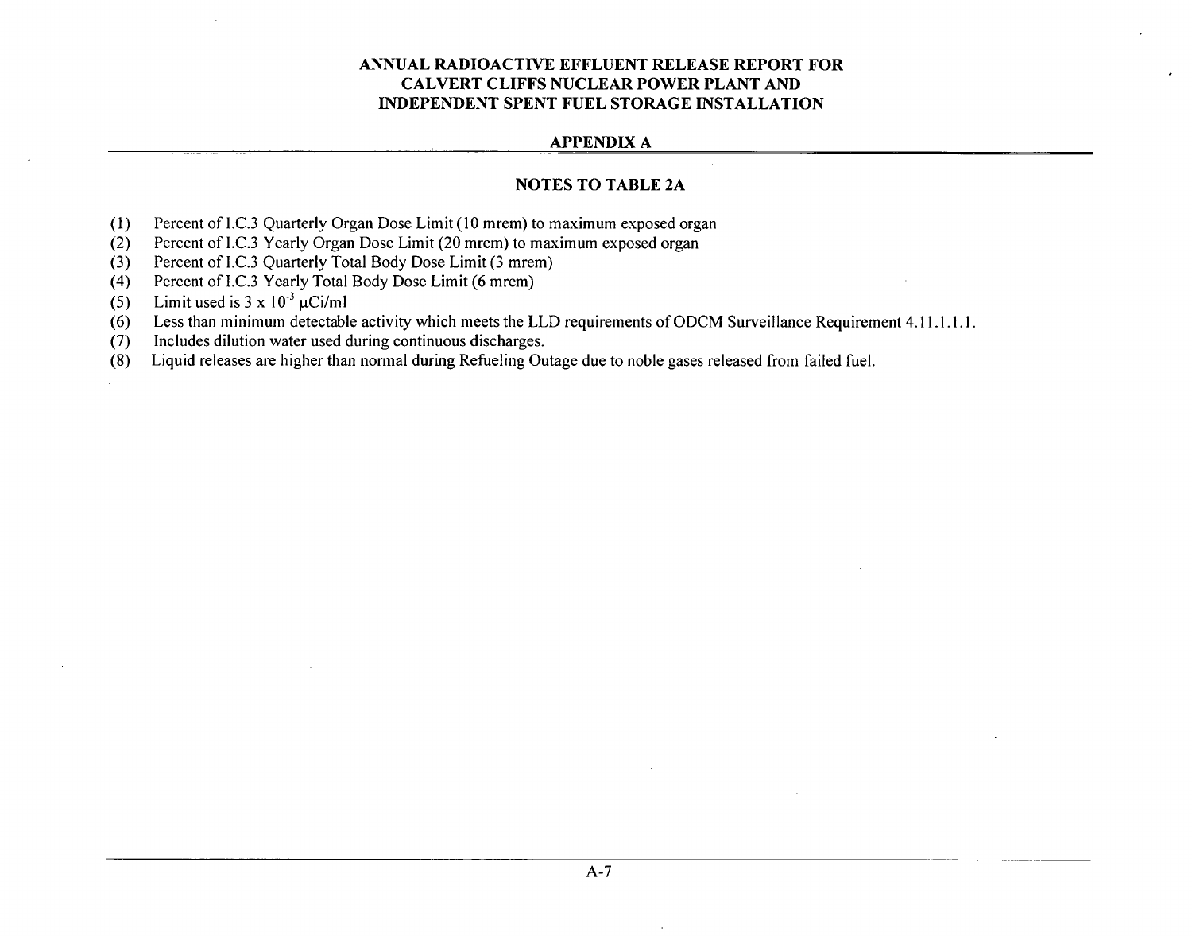## APPENDIX A

### NOTES TO TABLE 2A

(1) Percent of I.C.3 Quarterly Organ Dose Limit (10 mrem) to maximum exposed organ
(2) Percent of I.C.3 Yearly Organ Dose Limit (20 mrem) to maximum exposed organ
(3) Percent of I.C.3 Quarterly Total Body Dose Limit (3 mrem)
(4) Percent of I.C.3 Yearly Total Body Dose Limit (6 mrem)
(5) Limit used is $3 \times 10^{-3}$ $\mu$Ci/ml
(6) Less than minimum detectable activity which meets the LLD requirements of ODCM Surveillance Requirement 4.11.1.1.1.
(7) Includes dilution water used during continuous discharges.
(8) Liquid releases are higher than normal during Refueling Outage due to noble gases released from failed fuel.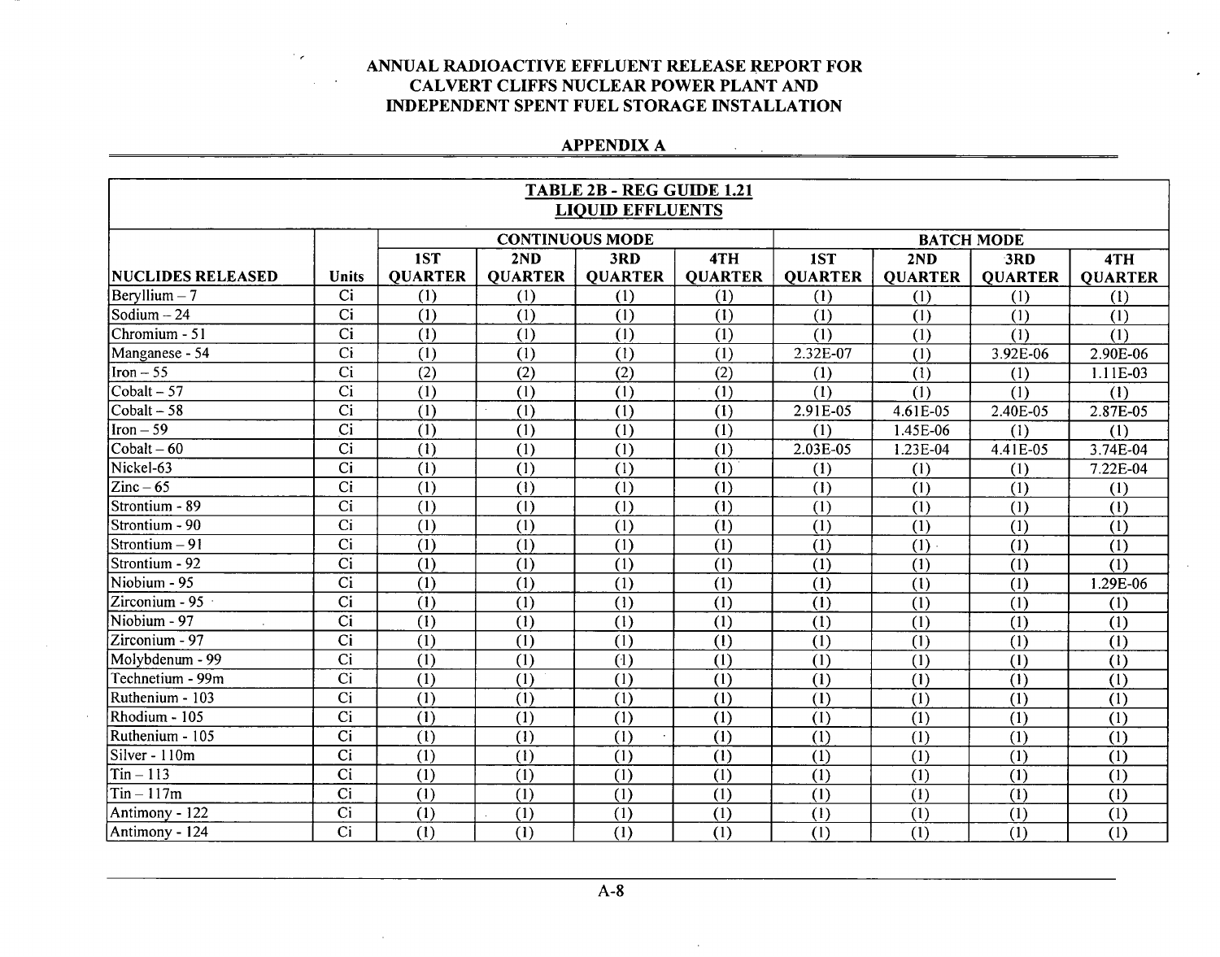## ANNUAL RADIOACTIVE EFFLUENT RELEASE REPORT FOR CALVERT CLIFFS NUCLEAR POWER PLANT AND INDEPENDENT SPENT FUEL STORAGE INSTALLATION

### APPENDIX A

**TABLE 2B - REG GUIDE 1.21**
**LIQUID EFFLUENTS**

| | | CONTINUOUS MODE | | | | BATCH MODE | | | |
|---|---|---|---|---|---|---|---|---|---|
| NUCLIDES RELEASED | Units | 1ST QUARTER | 2ND QUARTER | 3RD QUARTER | 4TH QUARTER | 1ST QUARTER | 2ND QUARTER | 3RD QUARTER | 4TH QUARTER |
| Beryllium – 7 | Ci | (1) | (1) | (1) | (1) | (1) | (1) | (1) | (1) |
| Sodium – 24 | Ci | (1) | (1) | (1) | (1) | (1) | (1) | (1) | (1) |
| Chromium - 51 | Ci | (1) | (1) | (1) | (1) | (1) | (1) | (1) | (1) |
| Manganese - 54 | Ci | (1) | (1) | (1) | (1) | 2.32E-07 | (1) | 3.92E-06 | 2.90E-06 |
| Iron – 55 | Ci | (2) | (2) | (2) | (2) | (1) | (1) | (1) | 1.11E-03 |
| Cobalt – 57 | Ci | (1) | (1) | (1) | (1) | (1) | (1) | (1) | (1) |
| Cobalt – 58 | Ci | (1) | (1) | (1) | (1) | 2.91E-05 | 4.61E-05 | 2.40E-05 | 2.87E-05 |
| Iron – 59 | Ci | (1) | (1) | (1) | (1) | (1) | 1.45E-06 | (1) | (1) |
| Cobalt – 60 | Ci | (1) | (1) | (1) | (1) | 2.03E-05 | 1.23E-04 | 4.41E-05 | 3.74E-04 |
| Nickel-63 | Ci | (1) | (1) | (1) | (1) | (1) | (1) | (1) | 7.22E-04 |
| Zinc – 65 | Ci | (1) | (1) | (1) | (1) | (1) | (1) | (1) | (1) |
| Strontium - 89 | Ci | (1) | (1) | (1) | (1) | (1) | (1) | (1) | (1) |
| Strontium - 90 | Ci | (1) | (1) | (1) | (1) | (1) | (1) | (1) | (1) |
| Strontium – 91 | Ci | (1) | (1) | (1) | (1) | (1) | (1) | (1) | (1) |
| Strontium - 92 | Ci | (1) | (1) | (1) | (1) | (1) | (1) | (1) | (1) |
| Niobium - 95 | Ci | (1) | (1) | (1) | (1) | (1) | (1) | (1) | 1.29E-06 |
| Zirconium - 95 | Ci | (1) | (1) | (1) | (1) | (1) | (1) | (1) | (1) |
| Niobium - 97 | Ci | (1) | (1) | (1) | (1) | (1) | (1) | (1) | (1) |
| Zirconium - 97 | Ci | (1) | (1) | (1) | (1) | (1) | (1) | (1) | (1) |
| Molybdenum - 99 | Ci | (1) | (1) | (1) | (1) | (1) | (1) | (1) | (1) |
| Technetium - 99m | Ci | (1) | (1) | (1) | (1) | (1) | (1) | (1) | (1) |
| Ruthenium - 103 | Ci | (1) | (1) | (1) | (1) | (1) | (1) | (1) | (1) |
| Rhodium - 105 | Ci | (1) | (1) | (1) | (1) | (1) | (1) | (1) | (1) |
| Ruthenium - 105 | Ci | (1) | (1) | (1) | (1) | (1) | (1) | (1) | (1) |
| Silver - 110m | Ci | (1) | (1) | (1) | (1) | (1) | (1) | (1) | (1) |
| Tin – 113 | Ci | (1) | (1) | (1) | (1) | (1) | (1) | (1) | (1) |
| Tin – 117m | Ci | (1) | (1) | (1) | (1) | (1) | (1) | (1) | (1) |
| Antimony - 122 | Ci | (1) | (1) | (1) | (1) | (1) | (1) | (1) | (1) |
| Antimony - 124 | Ci | (1) | (1) | (1) | (1) | (1) | (1) | (1) | (1) |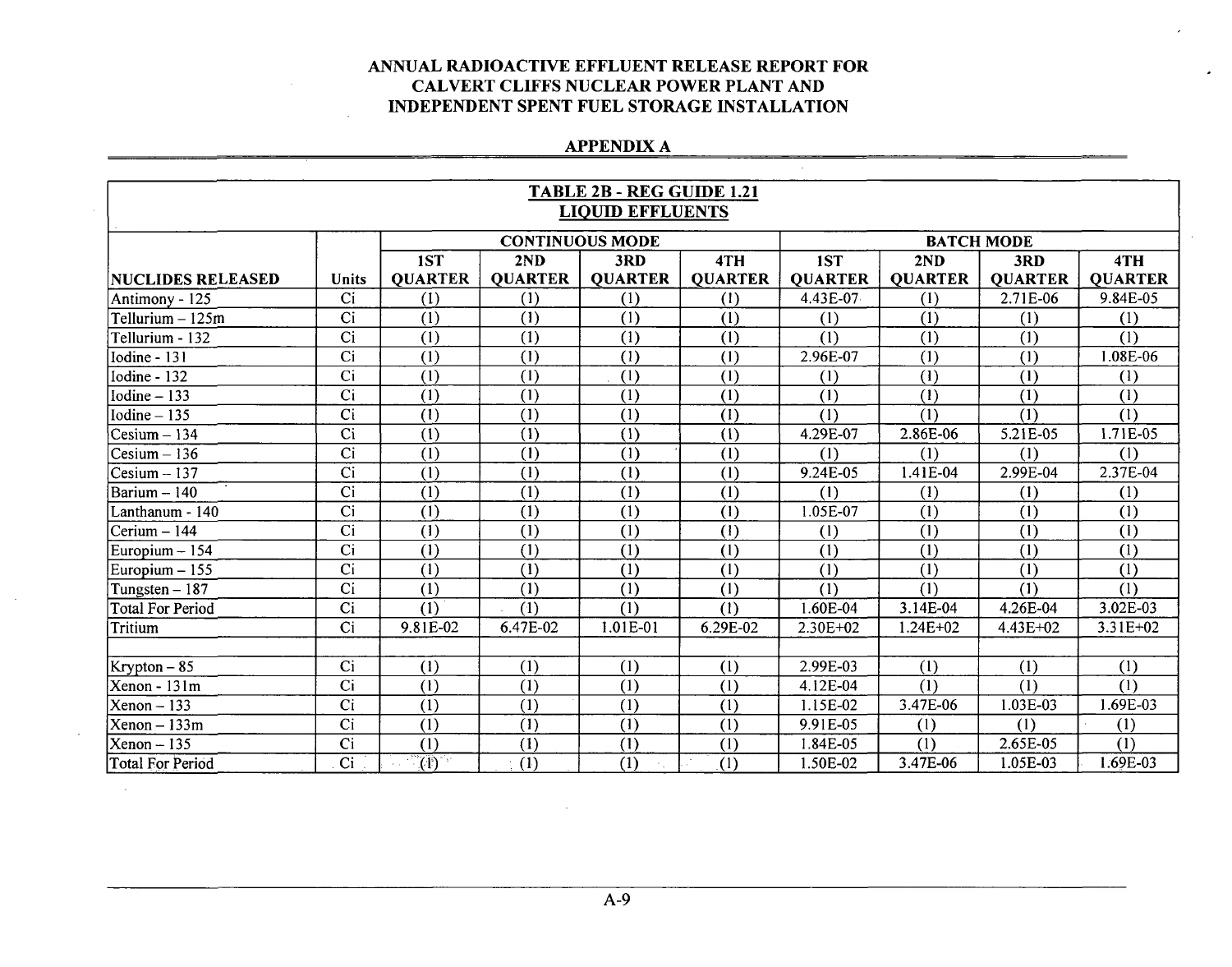# ANNUAL RADIOACTIVE EFFLUENT RELEASE REPORT FOR CALVERT CLIFFS NUCLEAR POWER PLANT AND INDEPENDENT SPENT FUEL STORAGE INSTALLATION

## APPENDIX A

| TABLE 2B - REG GUIDE 1.21 LIQUID EFFLUENTS | | | | | | | | | |
|---|---|---|---|---|---|---|---|---|---|
| | | CONTINUOUS MODE | | | | BATCH MODE | | | |
| NUCLIDES RELEASED | Units | 1ST QUARTER | 2ND QUARTER | 3RD QUARTER | 4TH QUARTER | 1ST QUARTER | 2ND QUARTER | 3RD QUARTER | 4TH QUARTER |
| Antimony - 125 | Ci | (1) | (1) | (1) | (1) | 4.43E-07 | (1) | 2.71E-06 | 9.84E-05 |
| Tellurium – 125m | Ci | (1) | (1) | (1) | (1) | (1) | (1) | (1) | (1) |
| Tellurium - 132 | Ci | (1) | (1) | (1) | (1) | (1) | (1) | (1) | (1) |
| Iodine - 131 | Ci | (1) | (1) | (1) | (1) | 2.96E-07 | (1) | (1) | 1.08E-06 |
| Iodine - 132 | Ci | (1) | (1) | (1) | (1) | (1) | (1) | (1) | (1) |
| Iodine – 133 | Ci | (1) | (1) | (1) | (1) | (1) | (1) | (1) | (1) |
| Iodine – 135 | Ci | (1) | (1) | (1) | (1) | (1) | (1) | (1) | (1) |
| Cesium – 134 | Ci | (1) | (1) | (1) | (1) | 4.29E-07 | 2.86E-06 | 5.21E-05 | 1.71E-05 |
| Cesium – 136 | Ci | (1) | (1) | (1) | (1) | (1) | (1) | (1) | (1) |
| Cesium – 137 | Ci | (1) | (1) | (1) | (1) | 9.24E-05 | 1.41E-04 | 2.99E-04 | 2.37E-04 |
| Barium – 140 | Ci | (1) | (1) | (1) | (1) | (1) | (1) | (1) | (1) |
| Lanthanum - 140 | Ci | (1) | (1) | (1) | (1) | 1.05E-07 | (1) | (1) | (1) |
| Cerium – 144 | Ci | (1) | (1) | (1) | (1) | (1) | (1) | (1) | (1) |
| Europium – 154 | Ci | (1) | (1) | (1) | (1) | (1) | (1) | (1) | (1) |
| Europium – 155 | Ci | (1) | (1) | (1) | (1) | (1) | (1) | (1) | (1) |
| Tungsten – 187 | Ci | (1) | (1) | (1) | (1) | (1) | (1) | (1) | (1) |
| Total For Period | Ci | (1) | (1) | (1) | (1) | 1.60E-04 | 3.14E-04 | 4.26E-04 | 3.02E-03 |
| Tritium | Ci | 9.81E-02 | 6.47E-02 | 1.01E-01 | 6.29E-02 | 2.30E+02 | 1.24E+02 | 4.43E+02 | 3.31E+02 |
| | | | | | | | | | |
| Krypton – 85 | Ci | (1) | (1) | (1) | (1) | 2.99E-03 | (1) | (1) | (1) |
| Xenon - 131m | Ci | (1) | (1) | (1) | (1) | 4.12E-04 | (1) | (1) | (1) |
| Xenon – 133 | Ci | (1) | (1) | (1) | (1) | 1.15E-02 | 3.47E-06 | 1.03E-03 | 1.69E-03 |
| Xenon – 133m | Ci | (1) | (1) | (1) | (1) | 9.91E-05 | (1) | (1) | (1) |
| Xenon – 135 | Ci | (1) | (1) | (1) | (1) | 1.84E-05 | (1) | 2.65E-05 | (1) |
| Total For Period | Ci | (1) | (1) | (1) | (1) | 1.50E-02 | 3.47E-06 | 1.05E-03 | 1.69E-03 |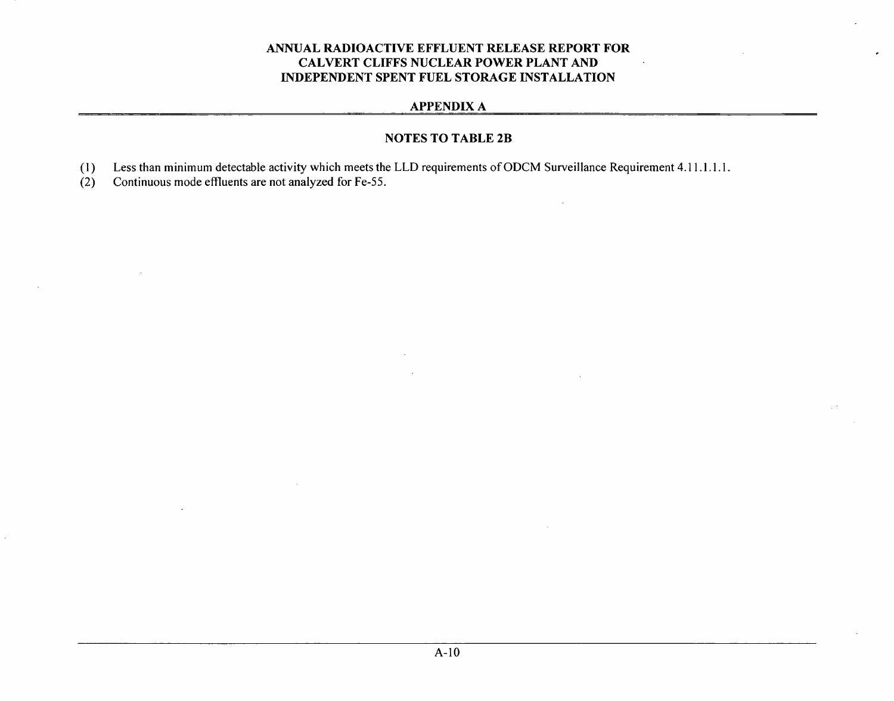## APPENDIX A

### NOTES TO TABLE 2B

(1) Less than minimum detectable activity which meets the LLD requirements of ODCM Surveillance Requirement 4.11.1.1.1.

(2) Continuous mode effluents are not analyzed for Fe-55.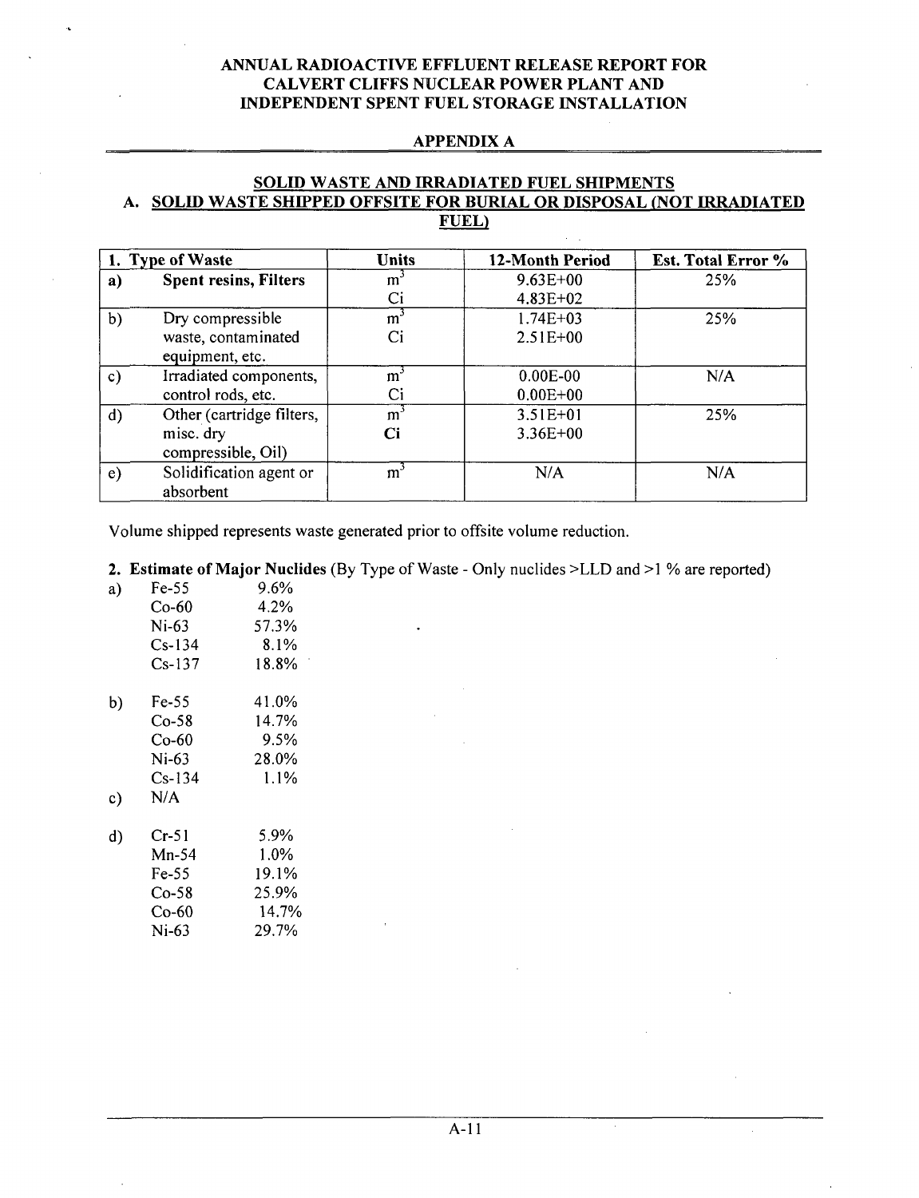# ANNUAL RADIOACTIVE EFFLUENT RELEASE REPORT FOR CALVERT CLIFFS NUCLEAR POWER PLANT AND INDEPENDENT SPENT FUEL STORAGE INSTALLATION

## APPENDIX A

### SOLID WASTE AND IRRADIATED FUEL SHIPMENTS

### A. SOLID WASTE SHIPPED OFFSITE FOR BURIAL OR DISPOSAL (NOT IRRADIATED FUEL)

| 1. Type of Waste | | Units | 12-Month Period | Est. Total Error % |
|---|---|---|---|---|
| **a)** | **Spent resins, Filters** | $m^3$<br>Ci | 9.63E+00<br>4.83E+02 | 25% |
| b) | Dry compressible waste, contaminated equipment, etc. | $m^3$<br>Ci | 1.74E+03<br>2.51E+00 | 25% |
| c) | Irradiated components, control rods, etc. | $m^3$<br>Ci | 0.00E-00<br>0.00E+00 | N/A |
| d) | Other (cartridge filters, misc. dry compressible, Oil) | $m^3$<br>**Ci** | 3.51E+01<br>3.36E+00 | 25% |
| e) | Solidification agent or absorbent | $m^3$ | N/A | N/A |

Volume shipped represents waste generated prior to offsite volume reduction.

**2. Estimate of Major Nuclides** (By Type of Waste - Only nuclides >LLD and >1 % are reported)

a)
- Fe-55 9.6%
- Co-60 4.2%
- Ni-63 57.3%
- Cs-134 8.1%
- Cs-137 18.8%

b)
- Fe-55 41.0%
- Co-58 14.7%
- Co-60 9.5%
- Ni-63 28.0%
- Cs-134 1.1%

c) N/A

d)
- Cr-51 5.9%
- Mn-54 1.0%
- Fe-55 19.1%
- Co-58 25.9%
- Co-60 14.7%
- Ni-63 29.7%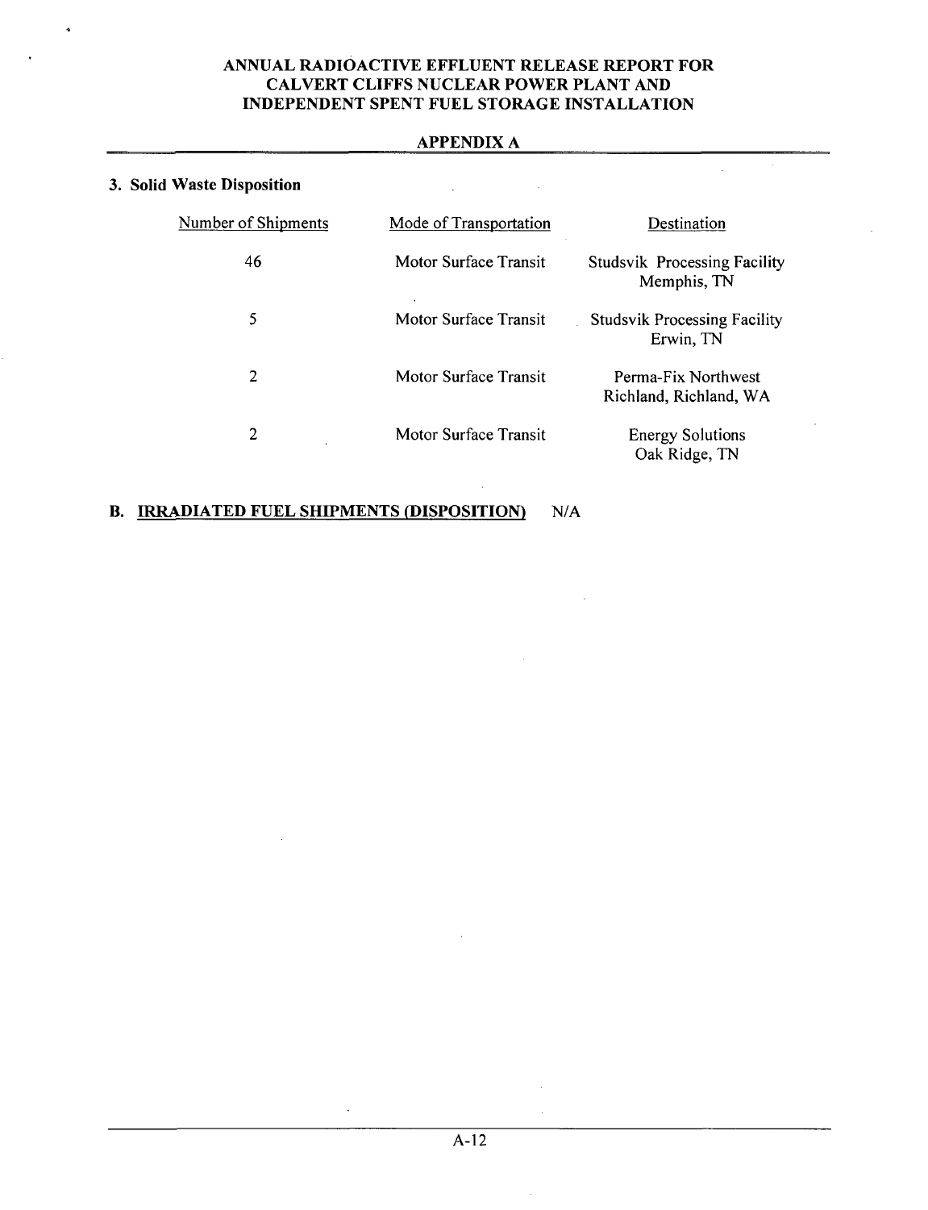## APPENDIX A

### 3. Solid Waste Disposition

| Number of Shipments | Mode of Transportation | Destination |
|---|---|---|
| 46 | Motor Surface Transit | Studsvik Processing Facility Memphis, TN |
| 5 | Motor Surface Transit | Studsvik Processing Facility Erwin, TN |
| 2 | Motor Surface Transit | Perma-Fix Northwest Richland, Richland, WA |
| 2 | Motor Surface Transit | Energy Solutions Oak Ridge, TN |

**B. IRRADIATED FUEL SHIPMENTS (DISPOSITION)** N/A